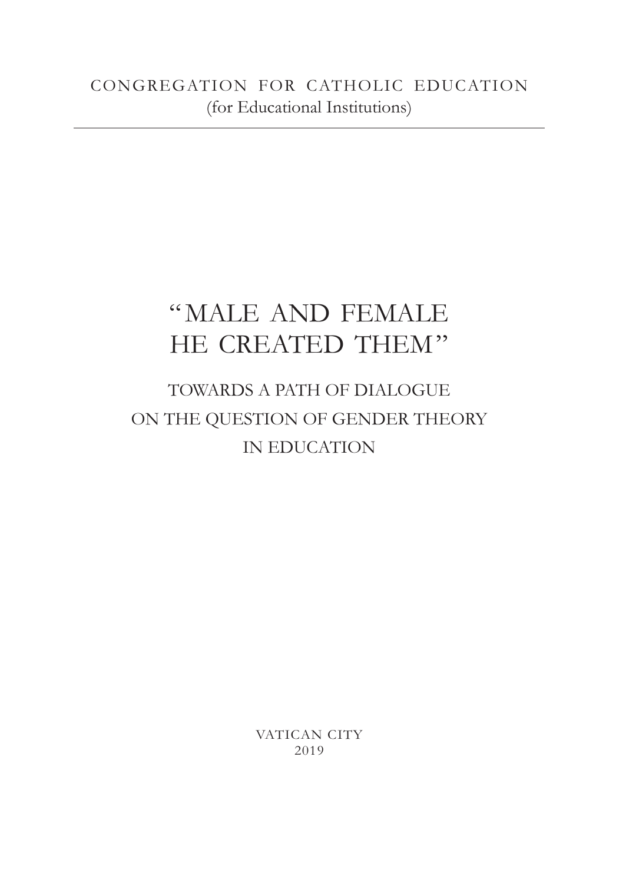CONGREGATION FOR CATHOLIC EDUCATION
(for Educational Institutions)

---

# "MALE AND FEMALE HE CREATED THEM"

## TOWARDS A PATH OF DIALOGUE ON THE QUESTION OF GENDER THEORY IN EDUCATION

VATICAN CITY
2019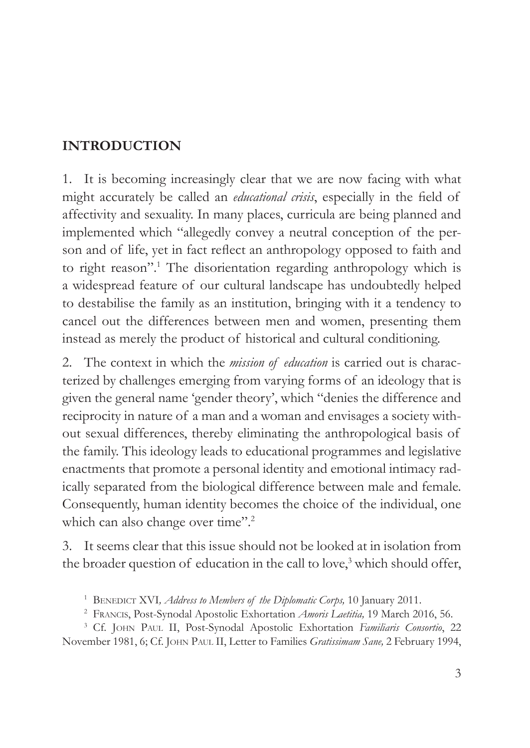## INTRODUCTION

1. It is becoming increasingly clear that we are now facing with what might accurately be called an *educational crisis*, especially in the field of affectivity and sexuality. In many places, curricula are being planned and implemented which "allegedly convey a neutral conception of the person and of life, yet in fact reflect an anthropology opposed to faith and to right reason".[1] The disorientation regarding anthropology which is a widespread feature of our cultural landscape has undoubtedly helped to destabilise the family as an institution, bringing with it a tendency to cancel out the differences between men and women, presenting them instead as merely the product of historical and cultural conditioning.

2. The context in which the *mission of education* is carried out is characterized by challenges emerging from varying forms of an ideology that is given the general name 'gender theory', which "denies the difference and reciprocity in nature of a man and a woman and envisages a society without sexual differences, thereby eliminating the anthropological basis of the family. This ideology leads to educational programmes and legislative enactments that promote a personal identity and emotional intimacy radically separated from the biological difference between male and female. Consequently, human identity becomes the choice of the individual, one which can also change over time".[2]

3. It seems clear that this issue should not be looked at in isolation from the broader question of education in the call to love,[3] which should offer,

[1] Benedict XVI, *Address to Members of the Diplomatic Corps,* 10 January 2011.

[2] Francis, Post-Synodal Apostolic Exhortation *Amoris Laetitia,* 19 March 2016, 56.

[3] Cf. John Paul II, Post-Synodal Apostolic Exhortation *Familiaris Consortio*, 22 November 1981, 6; Cf. John Paul II, Letter to Families *Gratissimam Sane,* 2 February 1994,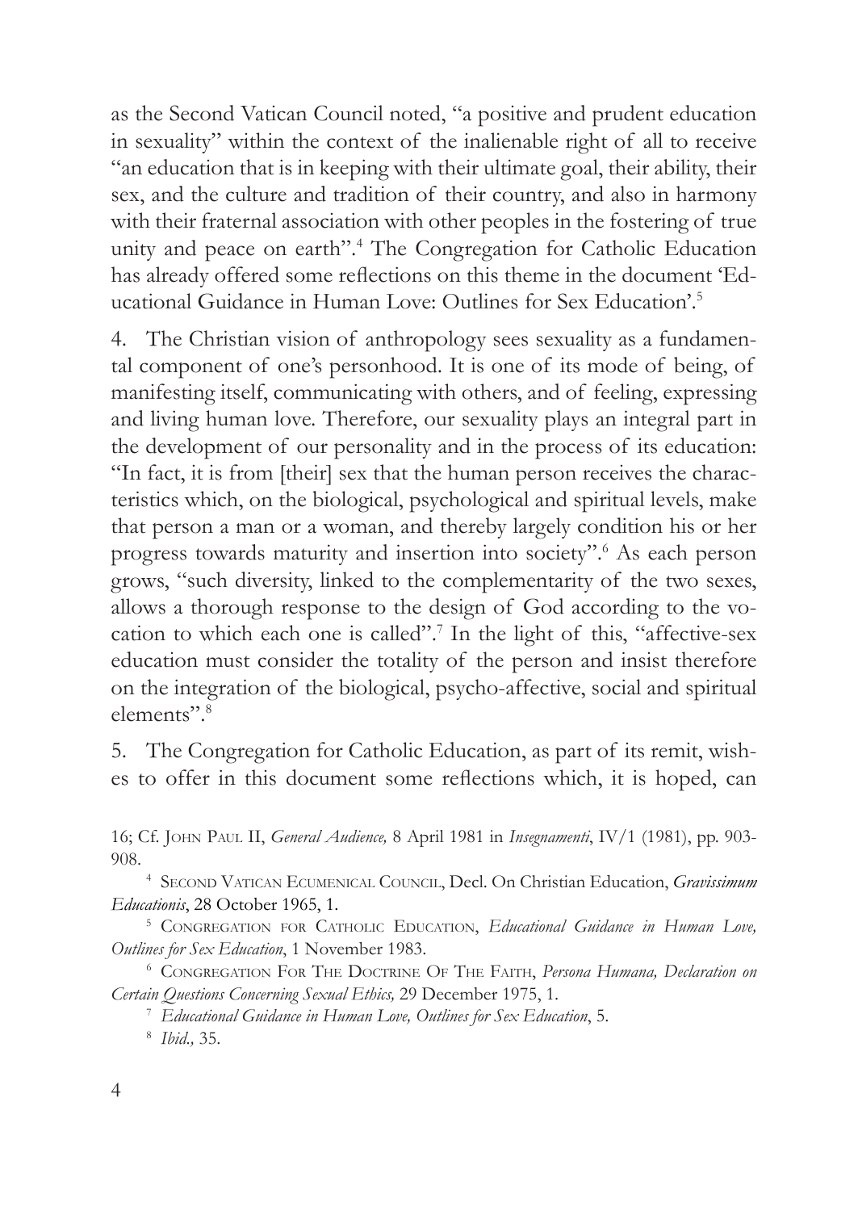as the Second Vatican Council noted, "a positive and prudent education in sexuality" within the context of the inalienable right of all to receive "an education that is in keeping with their ultimate goal, their ability, their sex, and the culture and tradition of their country, and also in harmony with their fraternal association with other peoples in the fostering of true unity and peace on earth".[4] The Congregation for Catholic Education has already offered some reflections on this theme in the document 'Educational Guidance in Human Love: Outlines for Sex Education'.[5]

4. The Christian vision of anthropology sees sexuality as a fundamental component of one's personhood. It is one of its mode of being, of manifesting itself, communicating with others, and of feeling, expressing and living human love. Therefore, our sexuality plays an integral part in the development of our personality and in the process of its education: "In fact, it is from [their] sex that the human person receives the characteristics which, on the biological, psychological and spiritual levels, make that person a man or a woman, and thereby largely condition his or her progress towards maturity and insertion into society".[6] As each person grows, "such diversity, linked to the complementarity of the two sexes, allows a thorough response to the design of God according to the vocation to which each one is called".[7] In the light of this, "affective-sex education must consider the totality of the person and insist therefore on the integration of the biological, psycho-affective, social and spiritual elements".[8]

5. The Congregation for Catholic Education, as part of its remit, wishes to offer in this document some reflections which, it is hoped, can

---

16; Cf. John Paul II, *General Audience,* 8 April 1981 in *Insegnamenti*, IV/1 (1981), pp. 903-908.

[4] Second Vatican Ecumenical Council, Decl. On Christian Education, *Gravissimum Educationis*, 28 October 1965, 1.

[5] Congregation for Catholic Education, *Educational Guidance in Human Love, Outlines for Sex Education*, 1 November 1983.

[6] Congregation For The Doctrine Of The Faith, *Persona Humana, Declaration on Certain Questions Concerning Sexual Ethics,* 29 December 1975, 1.

[7] *Educational Guidance in Human Love, Outlines for Sex Education*, 5.

[8] *Ibid.,* 35.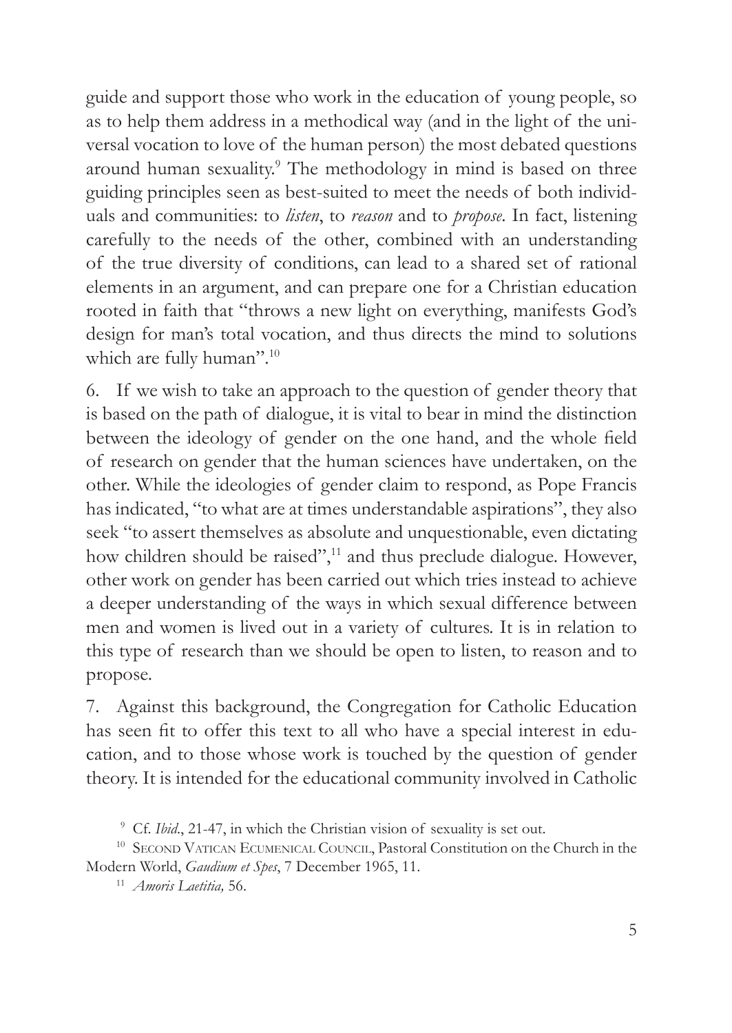guide and support those who work in the education of young people, so as to help them address in a methodical way (and in the light of the universal vocation to love of the human person) the most debated questions around human sexuality.[9] The methodology in mind is based on three guiding principles seen as best-suited to meet the needs of both individuals and communities: to *listen*, to *reason* and to *propose*. In fact, listening carefully to the needs of the other, combined with an understanding of the true diversity of conditions, can lead to a shared set of rational elements in an argument, and can prepare one for a Christian education rooted in faith that "throws a new light on everything, manifests God's design for man's total vocation, and thus directs the mind to solutions which are fully human".[10]

6. If we wish to take an approach to the question of gender theory that is based on the path of dialogue, it is vital to bear in mind the distinction between the ideology of gender on the one hand, and the whole field of research on gender that the human sciences have undertaken, on the other. While the ideologies of gender claim to respond, as Pope Francis has indicated, "to what are at times understandable aspirations", they also seek "to assert themselves as absolute and unquestionable, even dictating how children should be raised",[11] and thus preclude dialogue. However, other work on gender has been carried out which tries instead to achieve a deeper understanding of the ways in which sexual difference between men and women is lived out in a variety of cultures. It is in relation to this type of research than we should be open to listen, to reason and to propose.

7. Against this background, the Congregation for Catholic Education has seen fit to offer this text to all who have a special interest in education, and to those whose work is touched by the question of gender theory. It is intended for the educational community involved in Catholic

[9] Cf. *Ibid*., 21-47, in which the Christian vision of sexuality is set out.

[10] Second Vatican Ecumenical Council, Pastoral Constitution on the Church in the Modern World, *Gaudium et Spes*, 7 December 1965, 11.

[11] *Amoris Laetitia,* 56.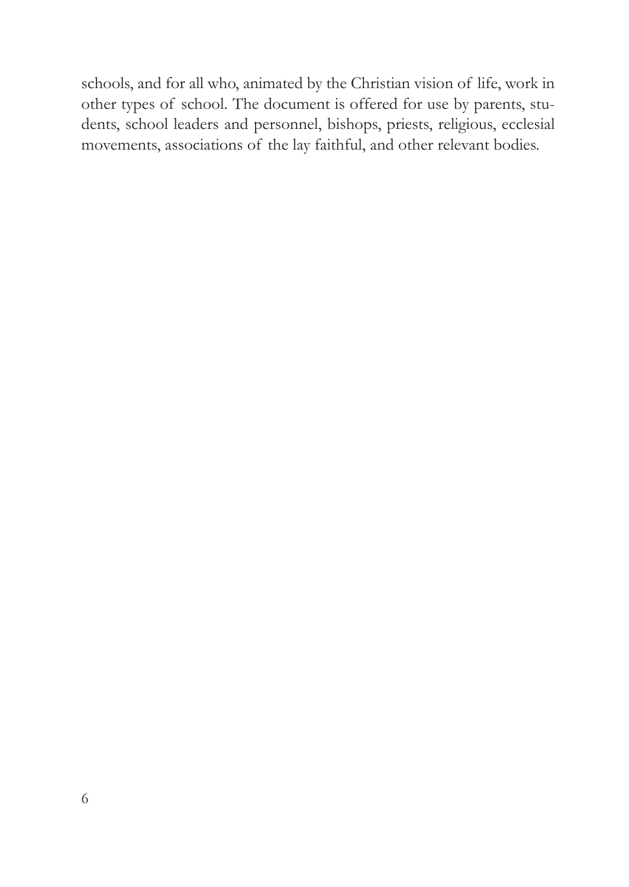schools, and for all who, animated by the Christian vision of life, work in other types of school. The document is offered for use by parents, students, school leaders and personnel, bishops, priests, religious, ecclesial movements, associations of the lay faithful, and other relevant bodies.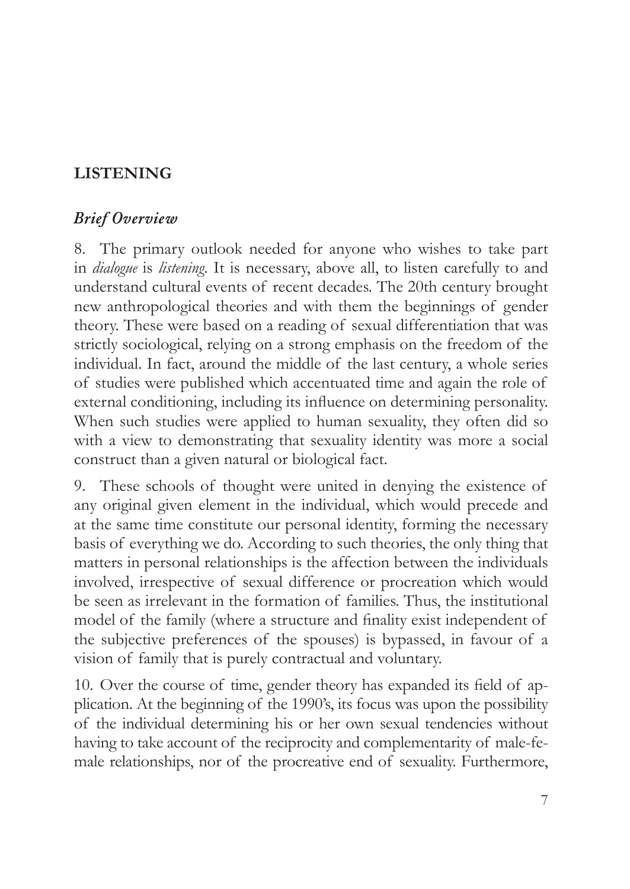## LISTENING

### *Brief Overview*

8. The primary outlook needed for anyone who wishes to take part in *dialogue* is *listening*. It is necessary, above all, to listen carefully to and understand cultural events of recent decades. The 20th century brought new anthropological theories and with them the beginnings of gender theory. These were based on a reading of sexual differentiation that was strictly sociological, relying on a strong emphasis on the freedom of the individual. In fact, around the middle of the last century, a whole series of studies were published which accentuated time and again the role of external conditioning, including its influence on determining personality. When such studies were applied to human sexuality, they often did so with a view to demonstrating that sexuality identity was more a social construct than a given natural or biological fact.

9. These schools of thought were united in denying the existence of any original given element in the individual, which would precede and at the same time constitute our personal identity, forming the necessary basis of everything we do. According to such theories, the only thing that matters in personal relationships is the affection between the individuals involved, irrespective of sexual difference or procreation which would be seen as irrelevant in the formation of families. Thus, the institutional model of the family (where a structure and finality exist independent of the subjective preferences of the spouses) is bypassed, in favour of a vision of family that is purely contractual and voluntary.

10. Over the course of time, gender theory has expanded its field of application. At the beginning of the 1990's, its focus was upon the possibility of the individual determining his or her own sexual tendencies without having to take account of the reciprocity and complementarity of male-female relationships, nor of the procreative end of sexuality. Furthermore,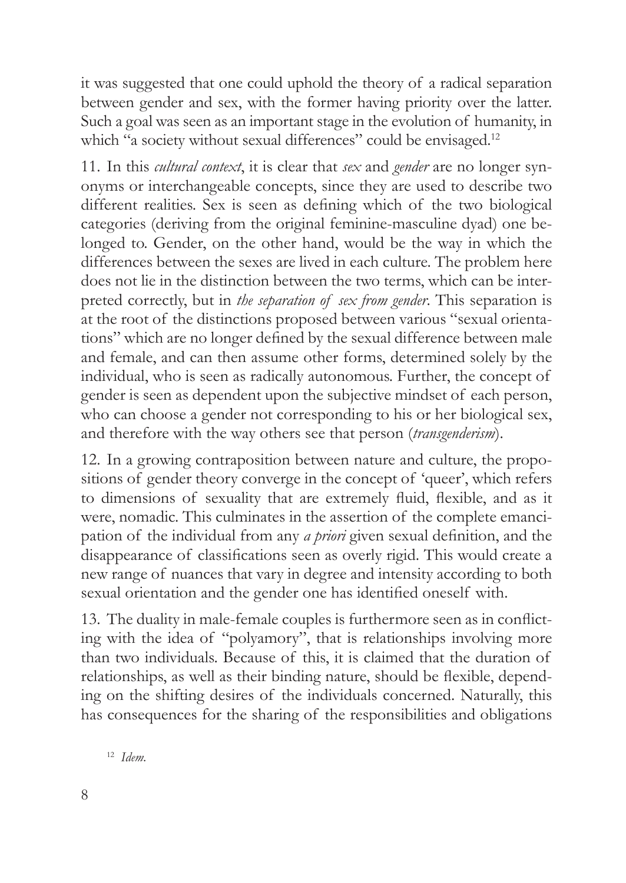it was suggested that one could uphold the theory of a radical separation between gender and sex, with the former having priority over the latter. Such a goal was seen as an important stage in the evolution of humanity, in which "a society without sexual differences" could be envisaged.[12]

11. In this *cultural context*, it is clear that *sex* and *gender* are no longer synonyms or interchangeable concepts, since they are used to describe two different realities. Sex is seen as defining which of the two biological categories (deriving from the original feminine-masculine dyad) one belonged to. Gender, on the other hand, would be the way in which the differences between the sexes are lived in each culture. The problem here does not lie in the distinction between the two terms, which can be interpreted correctly, but in *the separation of sex from gender*. This separation is at the root of the distinctions proposed between various "sexual orientations" which are no longer defined by the sexual difference between male and female, and can then assume other forms, determined solely by the individual, who is seen as radically autonomous. Further, the concept of gender is seen as dependent upon the subjective mindset of each person, who can choose a gender not corresponding to his or her biological sex, and therefore with the way others see that person (*transgenderism*).

12. In a growing contraposition between nature and culture, the propositions of gender theory converge in the concept of 'queer', which refers to dimensions of sexuality that are extremely fluid, flexible, and as it were, nomadic. This culminates in the assertion of the complete emancipation of the individual from any *a priori* given sexual definition, and the disappearance of classifications seen as overly rigid. This would create a new range of nuances that vary in degree and intensity according to both sexual orientation and the gender one has identified oneself with.

13. The duality in male-female couples is furthermore seen as in conflicting with the idea of "polyamory", that is relationships involving more than two individuals. Because of this, it is claimed that the duration of relationships, as well as their binding nature, should be flexible, depending on the shifting desires of the individuals concerned. Naturally, this has consequences for the sharing of the responsibilities and obligations

[12] *Idem.*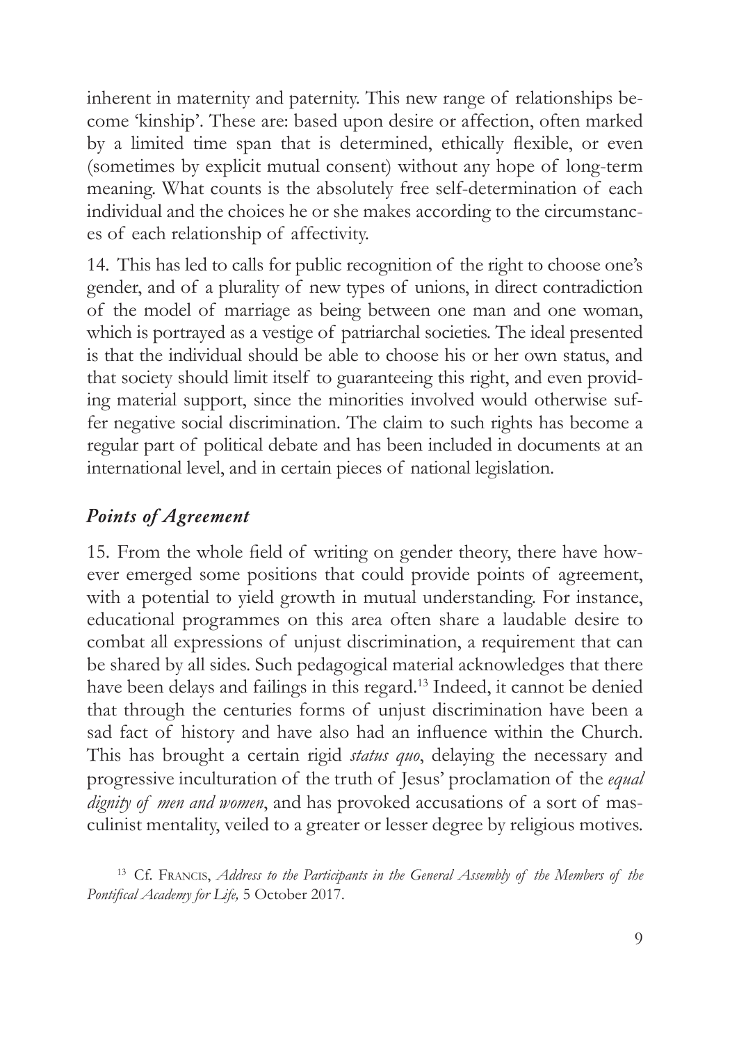inherent in maternity and paternity. This new range of relationships become 'kinship'. These are: based upon desire or affection, often marked by a limited time span that is determined, ethically flexible, or even (sometimes by explicit mutual consent) without any hope of long-term meaning. What counts is the absolutely free self-determination of each individual and the choices he or she makes according to the circumstances of each relationship of affectivity.

14. This has led to calls for public recognition of the right to choose one's gender, and of a plurality of new types of unions, in direct contradiction of the model of marriage as being between one man and one woman, which is portrayed as a vestige of patriarchal societies. The ideal presented is that the individual should be able to choose his or her own status, and that society should limit itself to guaranteeing this right, and even providing material support, since the minorities involved would otherwise suffer negative social discrimination. The claim to such rights has become a regular part of political debate and has been included in documents at an international level, and in certain pieces of national legislation.

## *Points of Agreement*

15. From the whole field of writing on gender theory, there have however emerged some positions that could provide points of agreement, with a potential to yield growth in mutual understanding. For instance, educational programmes on this area often share a laudable desire to combat all expressions of unjust discrimination, a requirement that can be shared by all sides. Such pedagogical material acknowledges that there have been delays and failings in this regard.[13] Indeed, it cannot be denied that through the centuries forms of unjust discrimination have been a sad fact of history and have also had an influence within the Church. This has brought a certain rigid *status quo*, delaying the necessary and progressive inculturation of the truth of Jesus' proclamation of the *equal dignity of men and women*, and has provoked accusations of a sort of masculinist mentality, veiled to a greater or lesser degree by religious motives.

[13] Cf. Francis, *Address to the Participants in the General Assembly of the Members of the Pontifical Academy for Life,* 5 October 2017.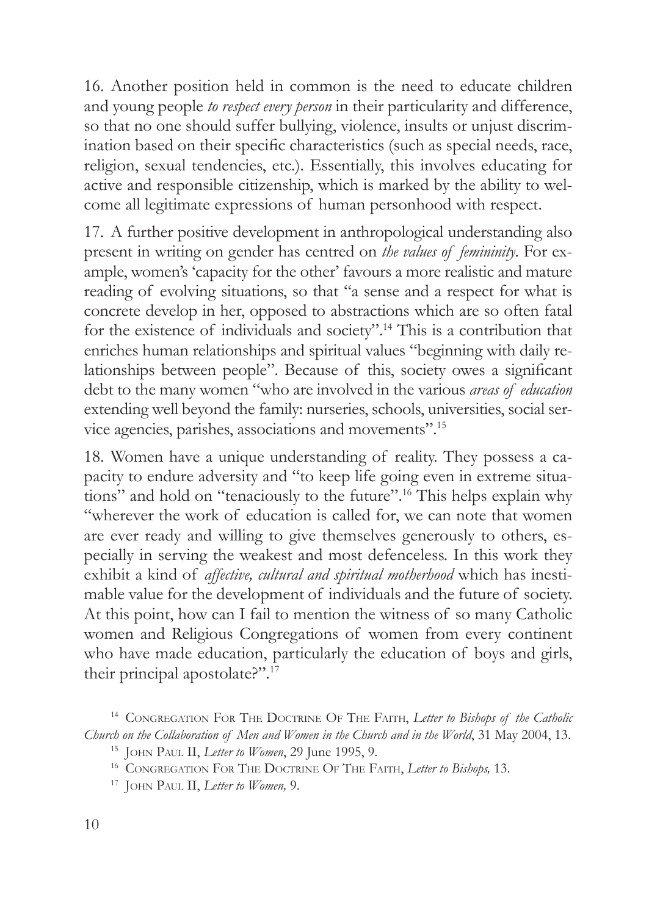16. Another position held in common is the need to educate children and young people *to respect every person* in their particularity and difference, so that no one should suffer bullying, violence, insults or unjust discrimination based on their specific characteristics (such as special needs, race, religion, sexual tendencies, etc.). Essentially, this involves educating for active and responsible citizenship, which is marked by the ability to welcome all legitimate expressions of human personhood with respect.

17. A further positive development in anthropological understanding also present in writing on gender has centred on *the values of femininity*. For example, women's 'capacity for the other' favours a more realistic and mature reading of evolving situations, so that "a sense and a respect for what is concrete develop in her, opposed to abstractions which are so often fatal for the existence of individuals and society".[14] This is a contribution that enriches human relationships and spiritual values "beginning with daily relationships between people". Because of this, society owes a significant debt to the many women "who are involved in the various *areas of education* extending well beyond the family: nurseries, schools, universities, social service agencies, parishes, associations and movements".[15]

18. Women have a unique understanding of reality. They possess a capacity to endure adversity and "to keep life going even in extreme situations" and hold on "tenaciously to the future".[16] This helps explain why "wherever the work of education is called for, we can note that women are ever ready and willing to give themselves generously to others, especially in serving the weakest and most defenceless. In this work they exhibit a kind of *affective, cultural and spiritual motherhood* which has inestimable value for the development of individuals and the future of society. At this point, how can I fail to mention the witness of so many Catholic women and Religious Congregations of women from every continent who have made education, particularly the education of boys and girls, their principal apostolate?".[17]

---

[14] Congregation For The Doctrine Of The Faith, *Letter to Bishops of the Catholic Church on the Collaboration of Men and Women in the Church and in the World*, 31 May 2004, 13.

[15] John Paul II, *Letter to Women*, 29 June 1995, 9.

[16] Congregation For The Doctrine Of The Faith, *Letter to Bishops,* 13.

[17] John Paul II, *Letter to Women,* 9.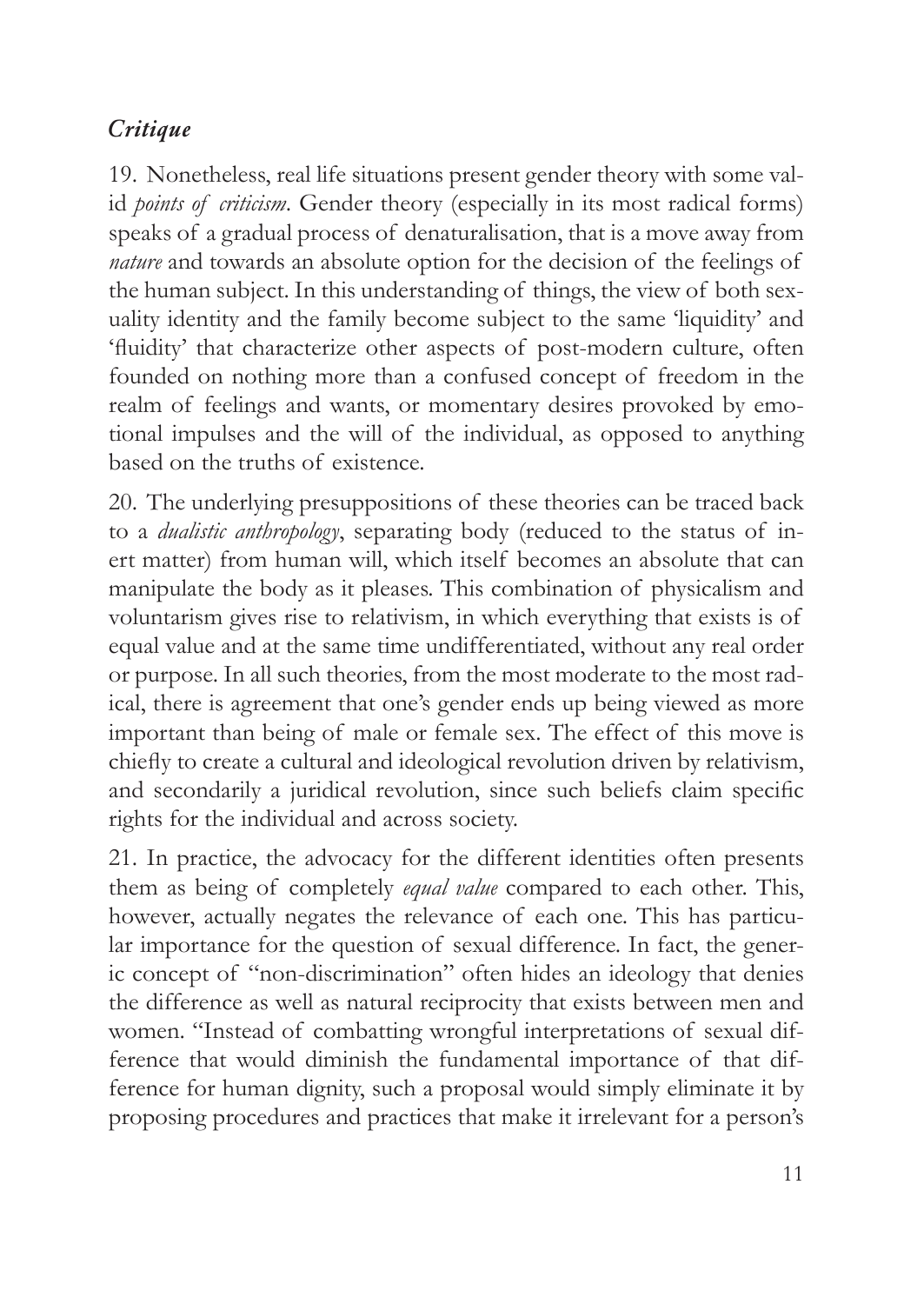### *Critique*

19. Nonetheless, real life situations present gender theory with some valid *points of criticism*. Gender theory (especially in its most radical forms) speaks of a gradual process of denaturalisation, that is a move away from *nature* and towards an absolute option for the decision of the feelings of the human subject. In this understanding of things, the view of both sexuality identity and the family become subject to the same 'liquidity' and 'fluidity' that characterize other aspects of post-modern culture, often founded on nothing more than a confused concept of freedom in the realm of feelings and wants, or momentary desires provoked by emotional impulses and the will of the individual, as opposed to anything based on the truths of existence.

20. The underlying presuppositions of these theories can be traced back to a *dualistic anthropology*, separating body (reduced to the status of inert matter) from human will, which itself becomes an absolute that can manipulate the body as it pleases. This combination of physicalism and voluntarism gives rise to relativism, in which everything that exists is of equal value and at the same time undifferentiated, without any real order or purpose. In all such theories, from the most moderate to the most radical, there is agreement that one's gender ends up being viewed as more important than being of male or female sex. The effect of this move is chiefly to create a cultural and ideological revolution driven by relativism, and secondarily a juridical revolution, since such beliefs claim specific rights for the individual and across society.

21. In practice, the advocacy for the different identities often presents them as being of completely *equal value* compared to each other. This, however, actually negates the relevance of each one. This has particular importance for the question of sexual difference. In fact, the generic concept of "non-discrimination" often hides an ideology that denies the difference as well as natural reciprocity that exists between men and women. "Instead of combatting wrongful interpretations of sexual difference that would diminish the fundamental importance of that difference for human dignity, such a proposal would simply eliminate it by proposing procedures and practices that make it irrelevant for a person's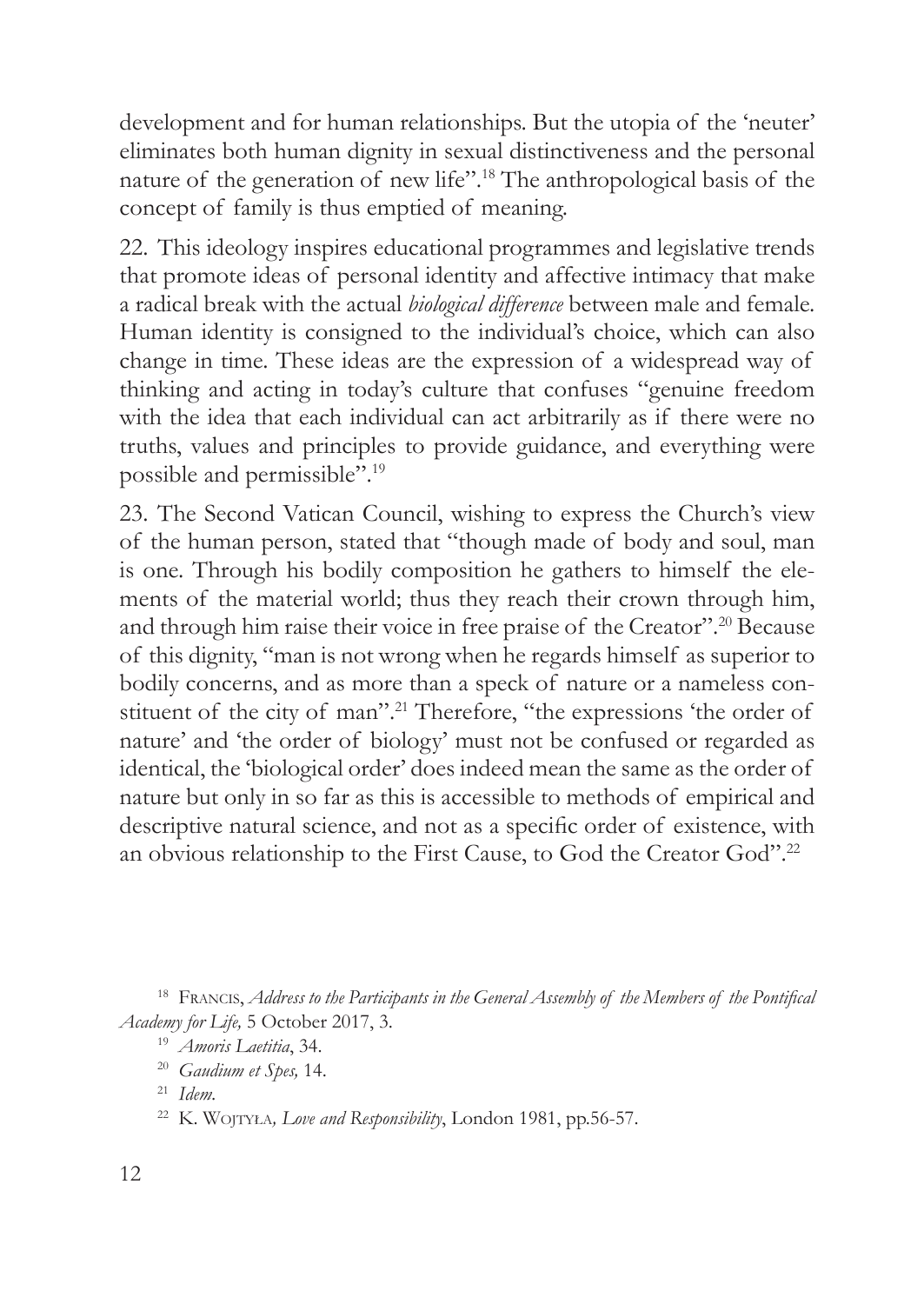development and for human relationships. But the utopia of the 'neuter' eliminates both human dignity in sexual distinctiveness and the personal nature of the generation of new life".[18] The anthropological basis of the concept of family is thus emptied of meaning.

22. This ideology inspires educational programmes and legislative trends that promote ideas of personal identity and affective intimacy that make a radical break with the actual *biological difference* between male and female. Human identity is consigned to the individual's choice, which can also change in time. These ideas are the expression of a widespread way of thinking and acting in today's culture that confuses "genuine freedom with the idea that each individual can act arbitrarily as if there were no truths, values and principles to provide guidance, and everything were possible and permissible".[19]

23. The Second Vatican Council, wishing to express the Church's view of the human person, stated that "though made of body and soul, man is one. Through his bodily composition he gathers to himself the elements of the material world; thus they reach their crown through him, and through him raise their voice in free praise of the Creator".[20] Because of this dignity, "man is not wrong when he regards himself as superior to bodily concerns, and as more than a speck of nature or a nameless constituent of the city of man".[21] Therefore, "the expressions 'the order of nature' and 'the order of biology' must not be confused or regarded as identical, the 'biological order' does indeed mean the same as the order of nature but only in so far as this is accessible to methods of empirical and descriptive natural science, and not as a specific order of existence, with an obvious relationship to the First Cause, to God the Creator God".[22]

[18] Francis, *Address to the Participants in the General Assembly of the Members of the Pontifical Academy for Life,* 5 October 2017, 3.

[19] *Amoris Laetitia*, 34.

[20] *Gaudium et Spes,* 14.

[21] *Idem.*

[22] K. Wojtyła*, Love and Responsibility*, London 1981, pp.56-57.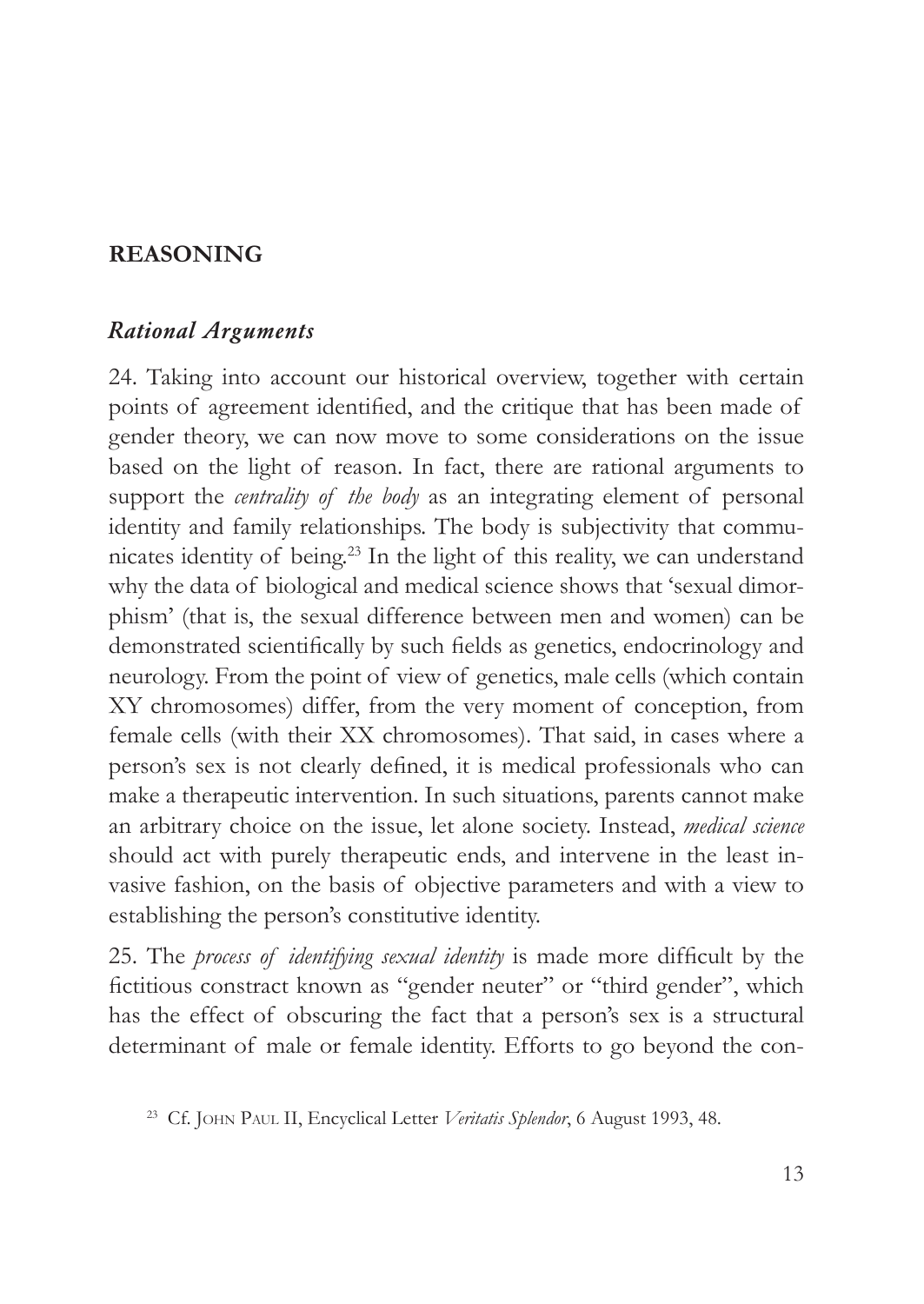## REASONING

### *Rational Arguments*

24. Taking into account our historical overview, together with certain points of agreement identified, and the critique that has been made of gender theory, we can now move to some considerations on the issue based on the light of reason. In fact, there are rational arguments to support the *centrality of the body* as an integrating element of personal identity and family relationships. The body is subjectivity that communicates identity of being.[23] In the light of this reality, we can understand why the data of biological and medical science shows that 'sexual dimorphism' (that is, the sexual difference between men and women) can be demonstrated scientifically by such fields as genetics, endocrinology and neurology. From the point of view of genetics, male cells (which contain XY chromosomes) differ, from the very moment of conception, from female cells (with their XX chromosomes). That said, in cases where a person's sex is not clearly defined, it is medical professionals who can make a therapeutic intervention. In such situations, parents cannot make an arbitrary choice on the issue, let alone society. Instead, *medical science* should act with purely therapeutic ends, and intervene in the least invasive fashion, on the basis of objective parameters and with a view to establishing the person's constitutive identity.

25. The *process of identifying sexual identity* is made more difficult by the fictitious constract known as "gender neuter" or "third gender", which has the effect of obscuring the fact that a person's sex is a structural determinant of male or female identity. Efforts to go beyond the con-

[23] Cf. John Paul II, Encyclical Letter *Veritatis Splendor*, 6 August 1993, 48.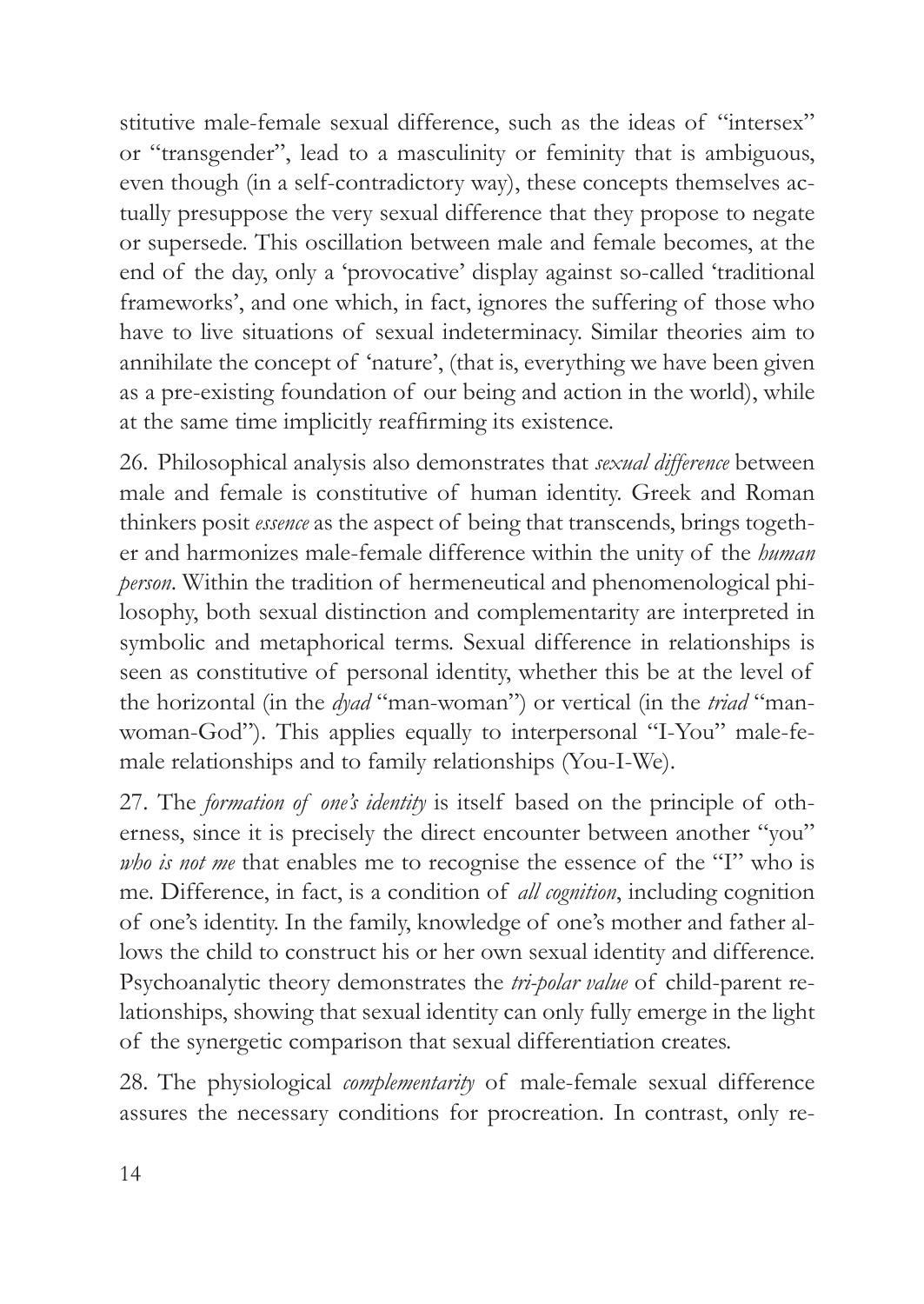stitutive male-female sexual difference, such as the ideas of "intersex" or "transgender", lead to a masculinity or feminity that is ambiguous, even though (in a self-contradictory way), these concepts themselves actually presuppose the very sexual difference that they propose to negate or supersede. This oscillation between male and female becomes, at the end of the day, only a 'provocative' display against so-called 'traditional frameworks', and one which, in fact, ignores the suffering of those who have to live situations of sexual indeterminacy. Similar theories aim to annihilate the concept of 'nature', (that is, everything we have been given as a pre-existing foundation of our being and action in the world), while at the same time implicitly reaffirming its existence.

26. Philosophical analysis also demonstrates that *sexual difference* between male and female is constitutive of human identity. Greek and Roman thinkers posit *essence* as the aspect of being that transcends, brings together and harmonizes male-female difference within the unity of the *human person*. Within the tradition of hermeneutical and phenomenological philosophy, both sexual distinction and complementarity are interpreted in symbolic and metaphorical terms. Sexual difference in relationships is seen as constitutive of personal identity, whether this be at the level of the horizontal (in the *dyad* "man-woman") or vertical (in the *triad* "man-woman-God"). This applies equally to interpersonal "I-You" male-female relationships and to family relationships (You-I-We).

27. The *formation of one's identity* is itself based on the principle of otherness, since it is precisely the direct encounter between another "you" *who is not me* that enables me to recognise the essence of the "I" who is me. Difference, in fact, is a condition of *all cognition*, including cognition of one's identity. In the family, knowledge of one's mother and father allows the child to construct his or her own sexual identity and difference. Psychoanalytic theory demonstrates the *tri-polar value* of child-parent relationships, showing that sexual identity can only fully emerge in the light of the synergetic comparison that sexual differentiation creates.

28. The physiological *complementarity* of male-female sexual difference assures the necessary conditions for procreation. In contrast, only re-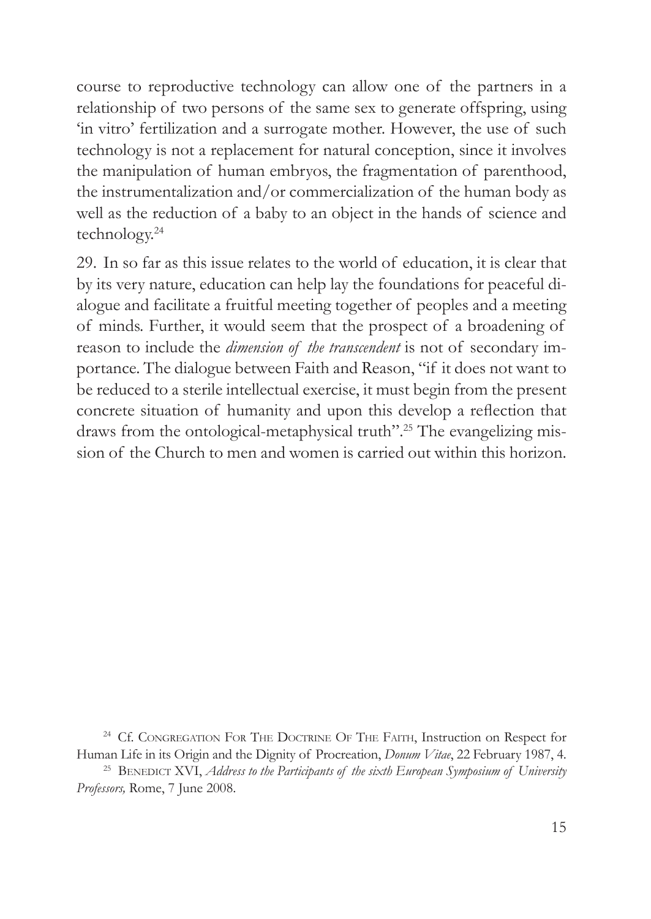course to reproductive technology can allow one of the partners in a relationship of two persons of the same sex to generate offspring, using 'in vitro' fertilization and a surrogate mother. However, the use of such technology is not a replacement for natural conception, since it involves the manipulation of human embryos, the fragmentation of parenthood, the instrumentalization and/or commercialization of the human body as well as the reduction of a baby to an object in the hands of science and technology.[24]

29. In so far as this issue relates to the world of education, it is clear that by its very nature, education can help lay the foundations for peaceful dialogue and facilitate a fruitful meeting together of peoples and a meeting of minds. Further, it would seem that the prospect of a broadening of reason to include the *dimension of the transcendent* is not of secondary importance. The dialogue between Faith and Reason, "if it does not want to be reduced to a sterile intellectual exercise, it must begin from the present concrete situation of humanity and upon this develop a reflection that draws from the ontological-metaphysical truth".[25] The evangelizing mission of the Church to men and women is carried out within this horizon.

[24] Cf. Congregation For The Doctrine Of The Faith, Instruction on Respect for Human Life in its Origin and the Dignity of Procreation, *Donum Vitae*, 22 February 1987, 4.

[25] Benedict XVI, *Address to the Participants of the sixth European Symposium of University Professors,* Rome, 7 June 2008.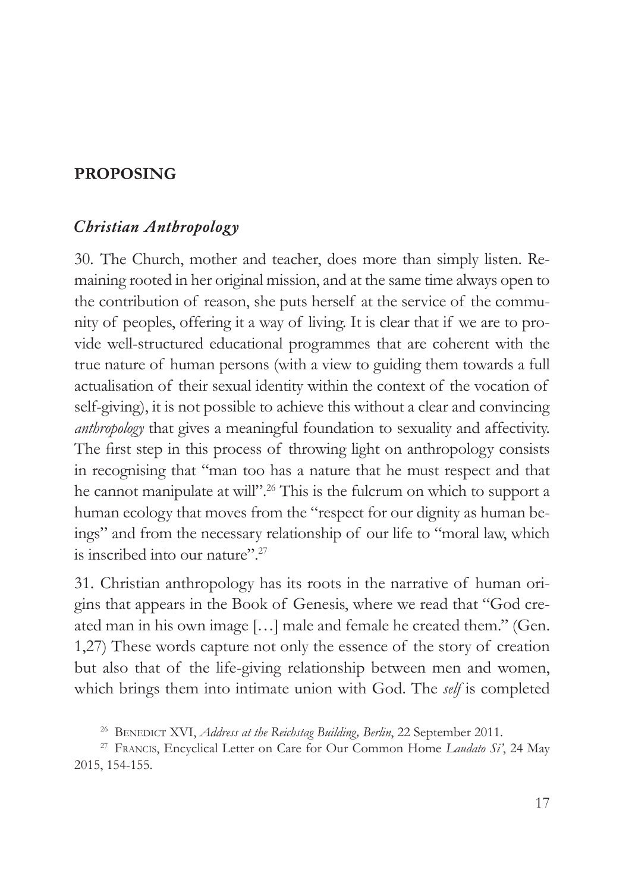## PROPOSING

### *Christian Anthropology*

30. The Church, mother and teacher, does more than simply listen. Remaining rooted in her original mission, and at the same time always open to the contribution of reason, she puts herself at the service of the community of peoples, offering it a way of living. It is clear that if we are to provide well-structured educational programmes that are coherent with the true nature of human persons (with a view to guiding them towards a full actualisation of their sexual identity within the context of the vocation of self-giving), it is not possible to achieve this without a clear and convincing *anthropology* that gives a meaningful foundation to sexuality and affectivity. The first step in this process of throwing light on anthropology consists in recognising that "man too has a nature that he must respect and that he cannot manipulate at will".[26] This is the fulcrum on which to support a human ecology that moves from the "respect for our dignity as human beings" and from the necessary relationship of our life to "moral law, which is inscribed into our nature".[27]

31. Christian anthropology has its roots in the narrative of human origins that appears in the Book of Genesis, where we read that "God created man in his own image […] male and female he created them." (Gen. 1,27) These words capture not only the essence of the story of creation but also that of the life-giving relationship between men and women, which brings them into intimate union with God. The *self* is completed

[26] Benedict XVI, *Address at the Reichstag Building, Berlin*, 22 September 2011.

[27] Francis, Encyclical Letter on Care for Our Common Home *Laudato Si'*, 24 May 2015, 154-155.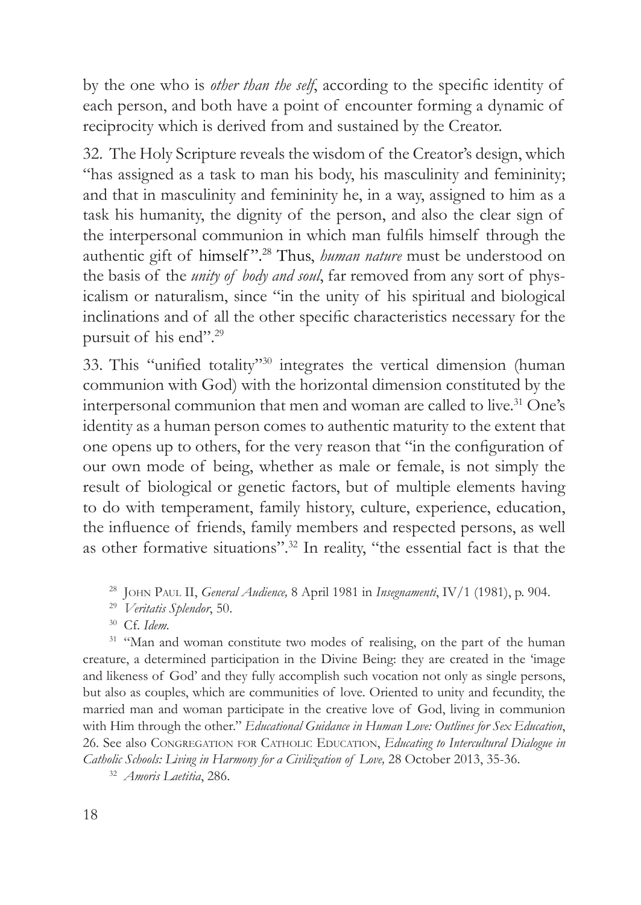by the one who is *other than the self*, according to the specific identity of each person, and both have a point of encounter forming a dynamic of reciprocity which is derived from and sustained by the Creator.

32. The Holy Scripture reveals the wisdom of the Creator's design, which "has assigned as a task to man his body, his masculinity and femininity; and that in masculinity and femininity he, in a way, assigned to him as a task his humanity, the dignity of the person, and also the clear sign of the interpersonal communion in which man fulfils himself through the authentic gift of himself".[28] Thus, *human nature* must be understood on the basis of the *unity of body and soul*, far removed from any sort of physicalism or naturalism, since "in the unity of his spiritual and biological inclinations and of all the other specific characteristics necessary for the pursuit of his end".[29]

33. This "unified totality"[30] integrates the vertical dimension (human communion with God) with the horizontal dimension constituted by the interpersonal communion that men and woman are called to live.[31] One's identity as a human person comes to authentic maturity to the extent that one opens up to others, for the very reason that "in the configuration of our own mode of being, whether as male or female, is not simply the result of biological or genetic factors, but of multiple elements having to do with temperament, family history, culture, experience, education, the influence of friends, family members and respected persons, as well as other formative situations".[32] In reality, "the essential fact is that the

[28] John Paul II, *General Audience,* 8 April 1981 in *Insegnamenti*, IV/1 (1981), p. 904.

[29] *Veritatis Splendor*, 50.

[30] Cf. *Idem.*

[31] "Man and woman constitute two modes of realising, on the part of the human creature, a determined participation in the Divine Being: they are created in the 'image and likeness of God' and they fully accomplish such vocation not only as single persons, but also as couples, which are communities of love. Oriented to unity and fecundity, the married man and woman participate in the creative love of God, living in communion with Him through the other." *Educational Guidance in Human Love: Outlines for Sex Education*, 26. See also Congregation for Catholic Education, *Educating to Intercultural Dialogue in Catholic Schools: Living in Harmony for a Civilization of Love,* 28 October 2013, 35-36.

[32] *Amoris Laetitia*, 286.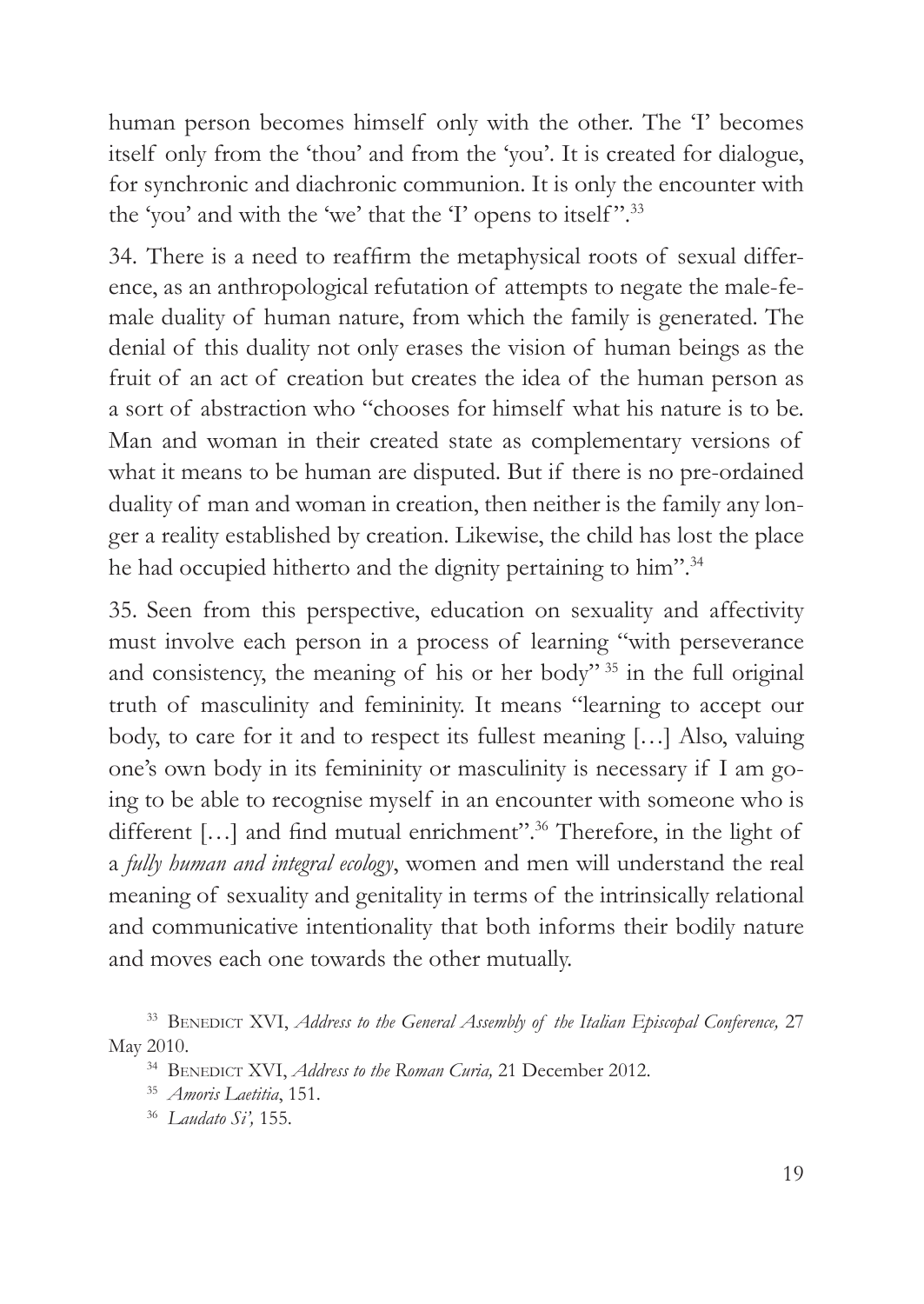human person becomes himself only with the other. The 'I' becomes itself only from the 'thou' and from the 'you'. It is created for dialogue, for synchronic and diachronic communion. It is only the encounter with the 'you' and with the 'we' that the 'I' opens to itself".[33]

34. There is a need to reaffirm the metaphysical roots of sexual difference, as an anthropological refutation of attempts to negate the male-female duality of human nature, from which the family is generated. The denial of this duality not only erases the vision of human beings as the fruit of an act of creation but creates the idea of the human person as a sort of abstraction who "chooses for himself what his nature is to be. Man and woman in their created state as complementary versions of what it means to be human are disputed. But if there is no pre-ordained duality of man and woman in creation, then neither is the family any longer a reality established by creation. Likewise, the child has lost the place he had occupied hitherto and the dignity pertaining to him".[34]

35. Seen from this perspective, education on sexuality and affectivity must involve each person in a process of learning "with perseverance and consistency, the meaning of his or her body"[35] in the full original truth of masculinity and femininity. It means "learning to accept our body, to care for it and to respect its fullest meaning […] Also, valuing one's own body in its femininity or masculinity is necessary if I am going to be able to recognise myself in an encounter with someone who is different […] and find mutual enrichment".[36] Therefore, in the light of a *fully human and integral ecology*, women and men will understand the real meaning of sexuality and genitality in terms of the intrinsically relational and communicative intentionality that both informs their bodily nature and moves each one towards the other mutually.

[33] Benedict XVI, *Address to the General Assembly of the Italian Episcopal Conference,* 27 May 2010.

[34] Benedict XVI, *Address to the Roman Curia,* 21 December 2012.

[35] *Amoris Laetitia*, 151.

[36] *Laudato Si',* 155.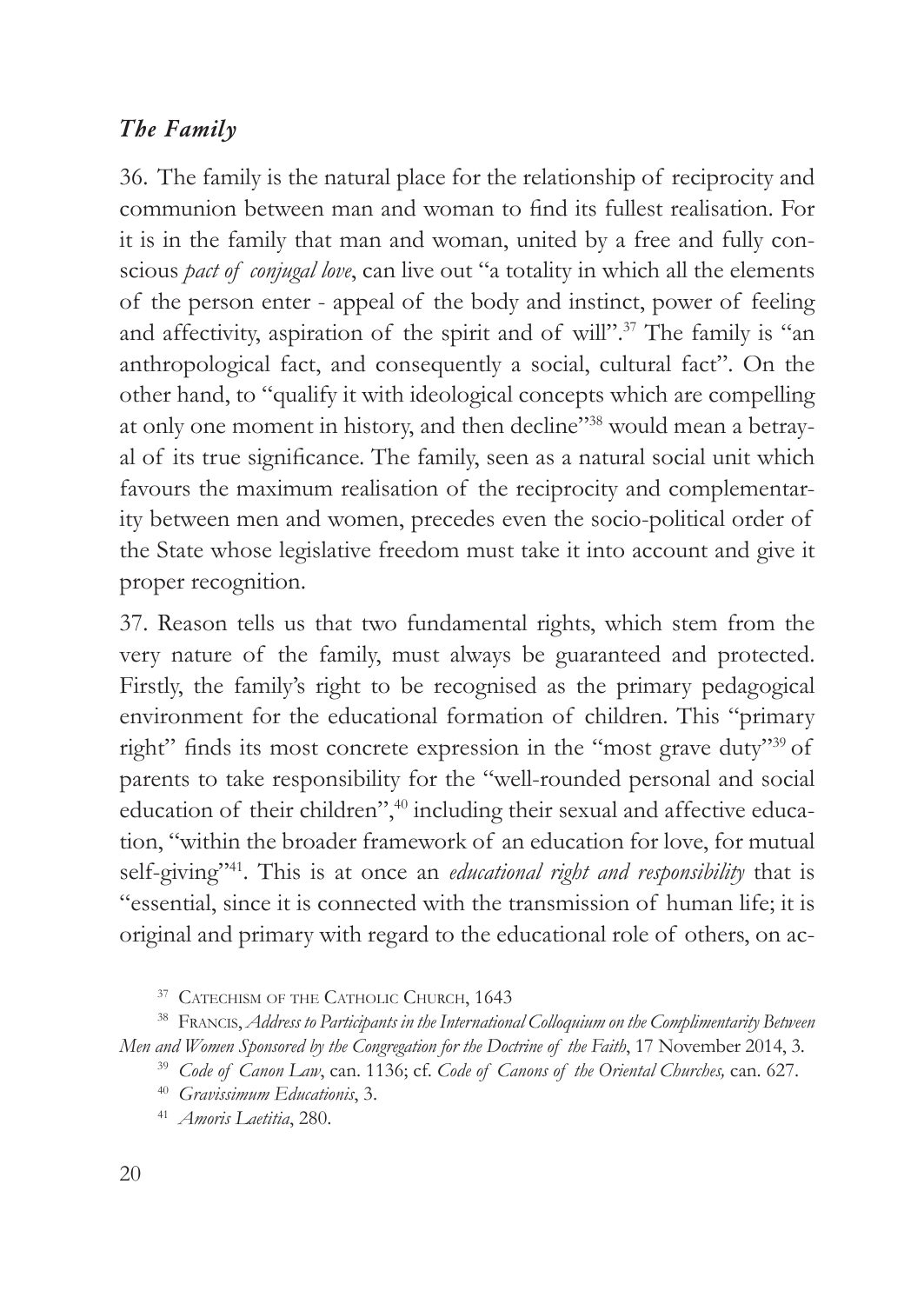### *The Family*

36. The family is the natural place for the relationship of reciprocity and communion between man and woman to find its fullest realisation. For it is in the family that man and woman, united by a free and fully conscious *pact of conjugal love*, can live out "a totality in which all the elements of the person enter - appeal of the body and instinct, power of feeling and affectivity, aspiration of the spirit and of will".[37] The family is "an anthropological fact, and consequently a social, cultural fact". On the other hand, to "qualify it with ideological concepts which are compelling at only one moment in history, and then decline"[38] would mean a betrayal of its true significance. The family, seen as a natural social unit which favours the maximum realisation of the reciprocity and complementarity between men and women, precedes even the socio-political order of the State whose legislative freedom must take it into account and give it proper recognition.

37. Reason tells us that two fundamental rights, which stem from the very nature of the family, must always be guaranteed and protected. Firstly, the family's right to be recognised as the primary pedagogical environment for the educational formation of children. This "primary right" finds its most concrete expression in the "most grave duty"[39] of parents to take responsibility for the "well-rounded personal and social education of their children",[40] including their sexual and affective education, "within the broader framework of an education for love, for mutual self-giving"[41]. This is at once an *educational right and responsibility* that is "essential, since it is connected with the transmission of human life; it is original and primary with regard to the educational role of others, on ac-

[37] Catechism of the Catholic Church, 1643

[38] Francis, *Address to Participants in the International Colloquium on the Complimentarity Between Men and Women Sponsored by the Congregation for the Doctrine of the Faith*, 17 November 2014, 3.

[39] *Code of Canon Law*, can. 1136; cf. *Code of Canons of the Oriental Churches,* can. 627.

[40] *Gravissimum Educationis*, 3.

[41] *Amoris Laetitia*, 280.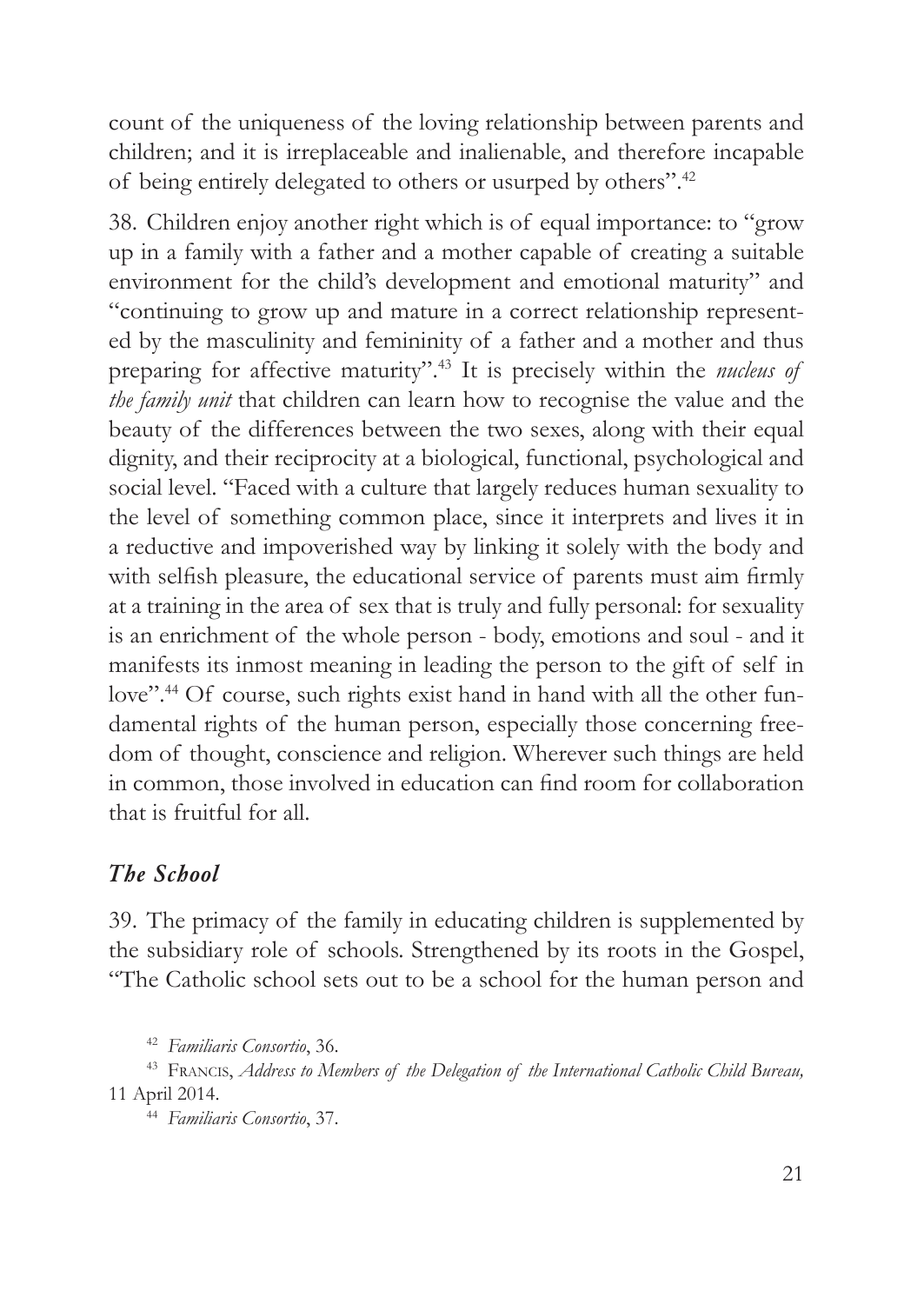count of the uniqueness of the loving relationship between parents and children; and it is irreplaceable and inalienable, and therefore incapable of being entirely delegated to others or usurped by others".[42]

38. Children enjoy another right which is of equal importance: to "grow up in a family with a father and a mother capable of creating a suitable environment for the child's development and emotional maturity" and "continuing to grow up and mature in a correct relationship represented by the masculinity and femininity of a father and a mother and thus preparing for affective maturity".[43] It is precisely within the *nucleus of the family unit* that children can learn how to recognise the value and the beauty of the differences between the two sexes, along with their equal dignity, and their reciprocity at a biological, functional, psychological and social level. "Faced with a culture that largely reduces human sexuality to the level of something common place, since it interprets and lives it in a reductive and impoverished way by linking it solely with the body and with selfish pleasure, the educational service of parents must aim firmly at a training in the area of sex that is truly and fully personal: for sexuality is an enrichment of the whole person - body, emotions and soul - and it manifests its inmost meaning in leading the person to the gift of self in love".[44] Of course, such rights exist hand in hand with all the other fundamental rights of the human person, especially those concerning freedom of thought, conscience and religion. Wherever such things are held in common, those involved in education can find room for collaboration that is fruitful for all.

### *The School*

39. The primacy of the family in educating children is supplemented by the subsidiary role of schools. Strengthened by its roots in the Gospel, "The Catholic school sets out to be a school for the human person and

[42] *Familiaris Consortio*, 36.

[43] Francis, *Address to Members of the Delegation of the International Catholic Child Bureau,* 11 April 2014.

[44] *Familiaris Consortio*, 37.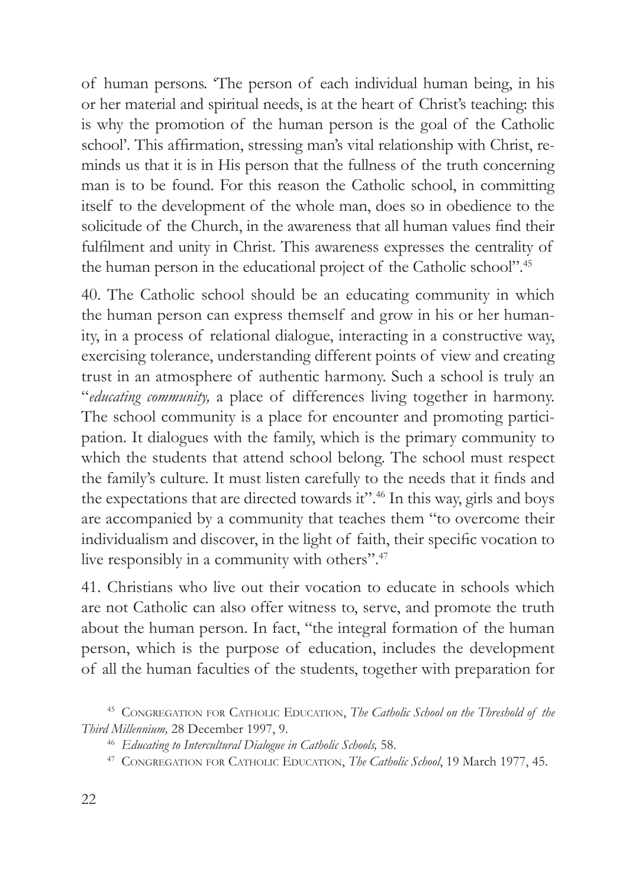of human persons. 'The person of each individual human being, in his or her material and spiritual needs, is at the heart of Christ's teaching: this is why the promotion of the human person is the goal of the Catholic school'. This affirmation, stressing man's vital relationship with Christ, reminds us that it is in His person that the fullness of the truth concerning man is to be found. For this reason the Catholic school, in committing itself to the development of the whole man, does so in obedience to the solicitude of the Church, in the awareness that all human values find their fulfilment and unity in Christ. This awareness expresses the centrality of the human person in the educational project of the Catholic school".[45]

40. The Catholic school should be an educating community in which the human person can express themself and grow in his or her humanity, in a process of relational dialogue, interacting in a constructive way, exercising tolerance, understanding different points of view and creating trust in an atmosphere of authentic harmony. Such a school is truly an "*educating community,* a place of differences living together in harmony. The school community is a place for encounter and promoting participation. It dialogues with the family, which is the primary community to which the students that attend school belong. The school must respect the family's culture. It must listen carefully to the needs that it finds and the expectations that are directed towards it".[46] In this way, girls and boys are accompanied by a community that teaches them "to overcome their individualism and discover, in the light of faith, their specific vocation to live responsibly in a community with others".[47]

41. Christians who live out their vocation to educate in schools which are not Catholic can also offer witness to, serve, and promote the truth about the human person. In fact, "the integral formation of the human person, which is the purpose of education, includes the development of all the human faculties of the students, together with preparation for

[45] Congregation for Catholic Education, *The Catholic School on the Threshold of the Third Millennium,* 28 December 1997, 9.

[46] *Educating to Intercultural Dialogue in Catholic Schools,* 58.

[47] Congregation for Catholic Education, *The Catholic School*, 19 March 1977, 45.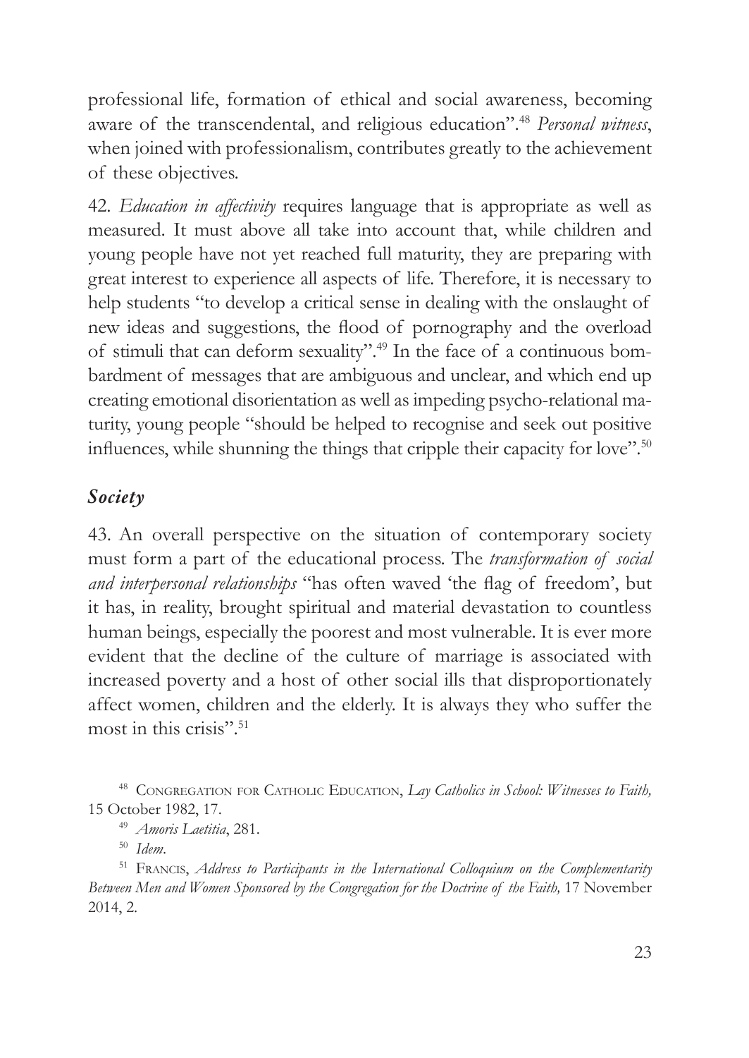professional life, formation of ethical and social awareness, becoming aware of the transcendental, and religious education".[48] *Personal witness*, when joined with professionalism, contributes greatly to the achievement of these objectives.

42. *Education in affectivity* requires language that is appropriate as well as measured. It must above all take into account that, while children and young people have not yet reached full maturity, they are preparing with great interest to experience all aspects of life. Therefore, it is necessary to help students "to develop a critical sense in dealing with the onslaught of new ideas and suggestions, the flood of pornography and the overload of stimuli that can deform sexuality".[49] In the face of a continuous bombardment of messages that are ambiguous and unclear, and which end up creating emotional disorientation as well as impeding psycho-relational maturity, young people "should be helped to recognise and seek out positive influences, while shunning the things that cripple their capacity for love".[50]

### *Society*

43. An overall perspective on the situation of contemporary society must form a part of the educational process. The *transformation of social and interpersonal relationships* "has often waved 'the flag of freedom', but it has, in reality, brought spiritual and material devastation to countless human beings, especially the poorest and most vulnerable. It is ever more evident that the decline of the culture of marriage is associated with increased poverty and a host of other social ills that disproportionately affect women, children and the elderly. It is always they who suffer the most in this crisis".[51]

---

[48] Congregation for Catholic Education, *Lay Catholics in School: Witnesses to Faith,* 15 October 1982, 17.

[49] *Amoris Laetitia*, 281.

[50] *Idem*.

[51] Francis, *Address to Participants in the International Colloquium on the Complementarity Between Men and Women Sponsored by the Congregation for the Doctrine of the Faith,* 17 November 2014, 2.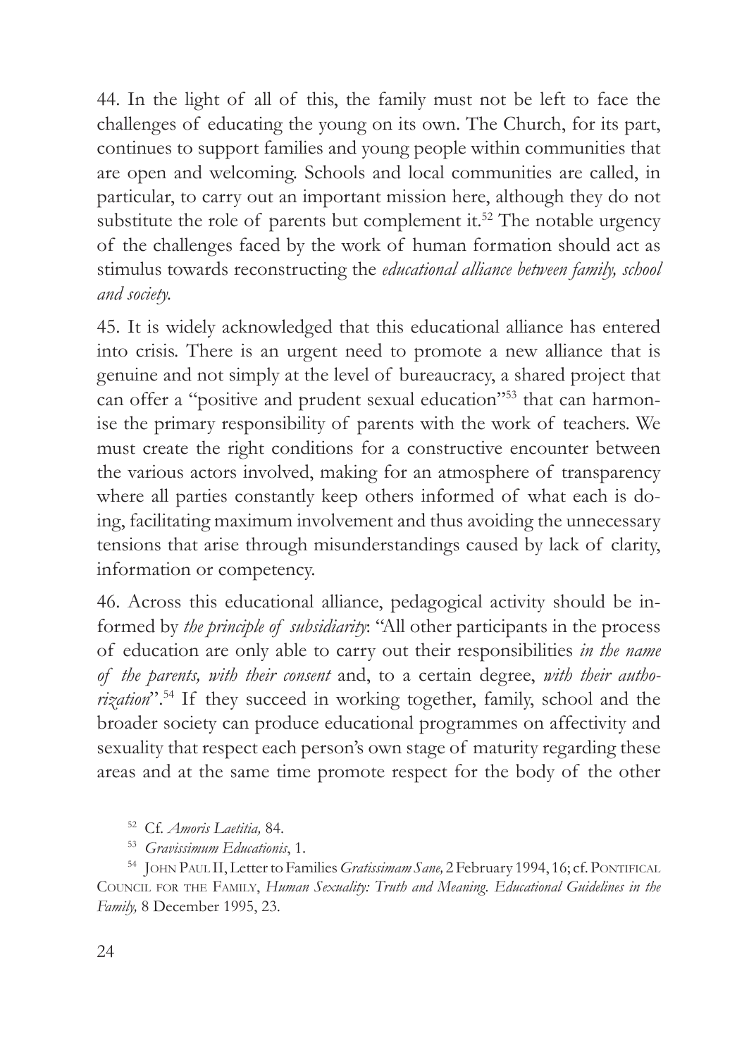44. In the light of all of this, the family must not be left to face the challenges of educating the young on its own. The Church, for its part, continues to support families and young people within communities that are open and welcoming. Schools and local communities are called, in particular, to carry out an important mission here, although they do not substitute the role of parents but complement it.[52] The notable urgency of the challenges faced by the work of human formation should act as stimulus towards reconstructing the *educational alliance between family, school and society*.

45. It is widely acknowledged that this educational alliance has entered into crisis. There is an urgent need to promote a new alliance that is genuine and not simply at the level of bureaucracy, a shared project that can offer a "positive and prudent sexual education"[53] that can harmonise the primary responsibility of parents with the work of teachers. We must create the right conditions for a constructive encounter between the various actors involved, making for an atmosphere of transparency where all parties constantly keep others informed of what each is doing, facilitating maximum involvement and thus avoiding the unnecessary tensions that arise through misunderstandings caused by lack of clarity, information or competency.

46. Across this educational alliance, pedagogical activity should be informed by *the principle of subsidiarity*: "All other participants in the process of education are only able to carry out their responsibilities *in the name of the parents, with their consent* and, to a certain degree, *with their authorization*".[54] If they succeed in working together, family, school and the broader society can produce educational programmes on affectivity and sexuality that respect each person's own stage of maturity regarding these areas and at the same time promote respect for the body of the other

[52] Cf. *Amoris Laetitia,* 84.

[53] *Gravissimum Educationis*, 1.

[54] John Paul II, Letter to Families *Gratissimam Sane,* 2 February 1994, 16; cf. Pontifical Council for the Family, *Human Sexuality: Truth and Meaning. Educational Guidelines in the Family,* 8 December 1995, 23.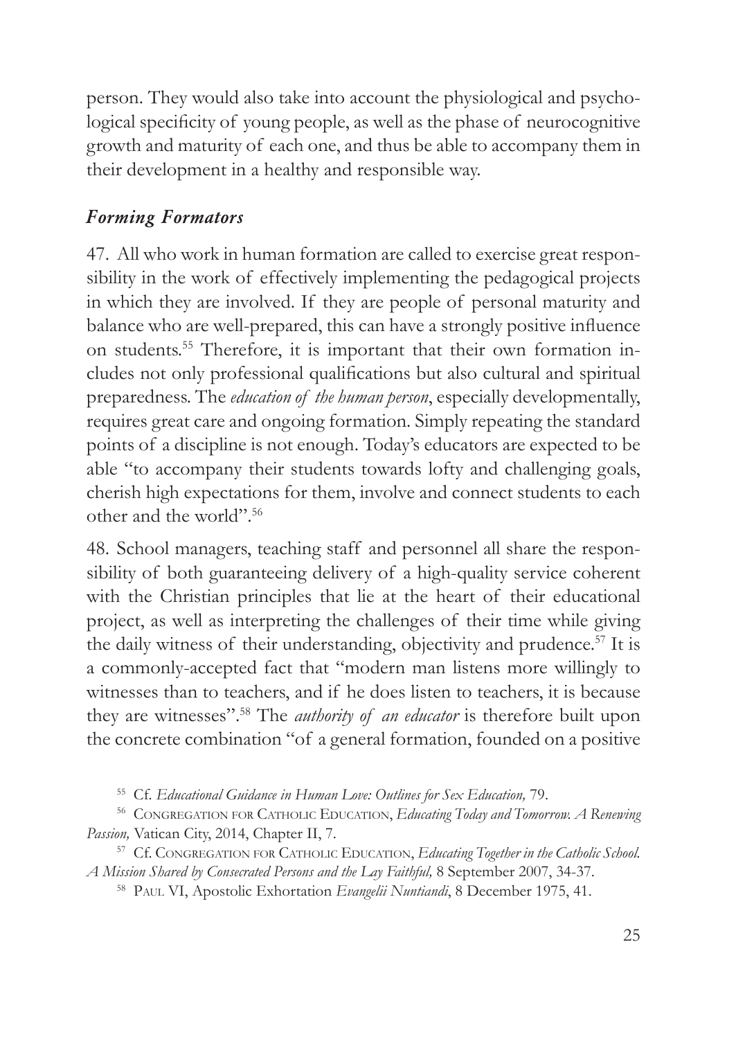person. They would also take into account the physiological and psychological specificity of young people, as well as the phase of neurocognitive growth and maturity of each one, and thus be able to accompany them in their development in a healthy and responsible way.

### *Forming Formators*

47. All who work in human formation are called to exercise great responsibility in the work of effectively implementing the pedagogical projects in which they are involved. If they are people of personal maturity and balance who are well-prepared, this can have a strongly positive influence on students.[55] Therefore, it is important that their own formation includes not only professional qualifications but also cultural and spiritual preparedness. The *education of the human person*, especially developmentally, requires great care and ongoing formation. Simply repeating the standard points of a discipline is not enough. Today's educators are expected to be able "to accompany their students towards lofty and challenging goals, cherish high expectations for them, involve and connect students to each other and the world".[56]

48. School managers, teaching staff and personnel all share the responsibility of both guaranteeing delivery of a high-quality service coherent with the Christian principles that lie at the heart of their educational project, as well as interpreting the challenges of their time while giving the daily witness of their understanding, objectivity and prudence.[57] It is a commonly-accepted fact that "modern man listens more willingly to witnesses than to teachers, and if he does listen to teachers, it is because they are witnesses".[58] The *authority of an educator* is therefore built upon the concrete combination "of a general formation, founded on a positive

[55] Cf. *Educational Guidance in Human Love: Outlines for Sex Education,* 79.

[56] Congregation for Catholic Education, *Educating Today and Tomorrow. A Renewing Passion,* Vatican City, 2014, Chapter II, 7.

[57] Cf. Congregation for Catholic Education, *Educating Together in the Catholic School. A Mission Shared by Consecrated Persons and the Lay Faithful,* 8 September 2007, 34-37.

[58] Paul VI, Apostolic Exhortation *Evangelii Nuntiandi*, 8 December 1975, 41.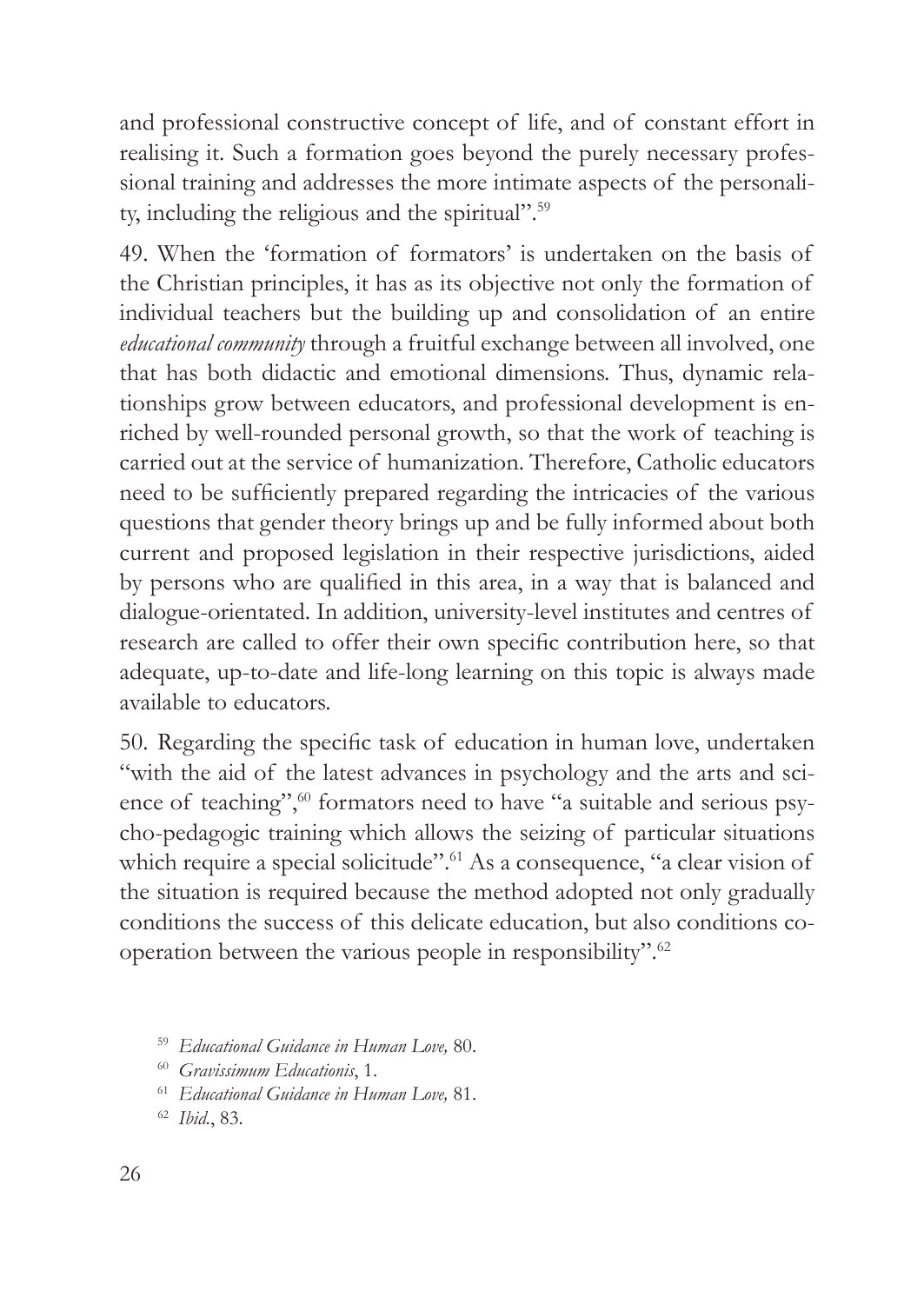and professional constructive concept of life, and of constant effort in realising it. Such a formation goes beyond the purely necessary professional training and addresses the more intimate aspects of the personality, including the religious and the spiritual".[59]

49. When the 'formation of formators' is undertaken on the basis of the Christian principles, it has as its objective not only the formation of individual teachers but the building up and consolidation of an entire *educational community* through a fruitful exchange between all involved, one that has both didactic and emotional dimensions. Thus, dynamic relationships grow between educators, and professional development is enriched by well-rounded personal growth, so that the work of teaching is carried out at the service of humanization. Therefore, Catholic educators need to be sufficiently prepared regarding the intricacies of the various questions that gender theory brings up and be fully informed about both current and proposed legislation in their respective jurisdictions, aided by persons who are qualified in this area, in a way that is balanced and dialogue-orientated. In addition, university-level institutes and centres of research are called to offer their own specific contribution here, so that adequate, up-to-date and life-long learning on this topic is always made available to educators.

50. Regarding the specific task of education in human love, undertaken "with the aid of the latest advances in psychology and the arts and science of teaching",[60] formators need to have "a suitable and serious psycho-pedagogic training which allows the seizing of particular situations which require a special solicitude".[61] As a consequence, "a clear vision of the situation is required because the method adopted not only gradually conditions the success of this delicate education, but also conditions co-operation between the various people in responsibility".[62]

[59] *Educational Guidance in Human Love,* 80.

[60] *Gravissimum Educationis*, 1.

[61] *Educational Guidance in Human Love,* 81.

[62] *Ibid.*, 83.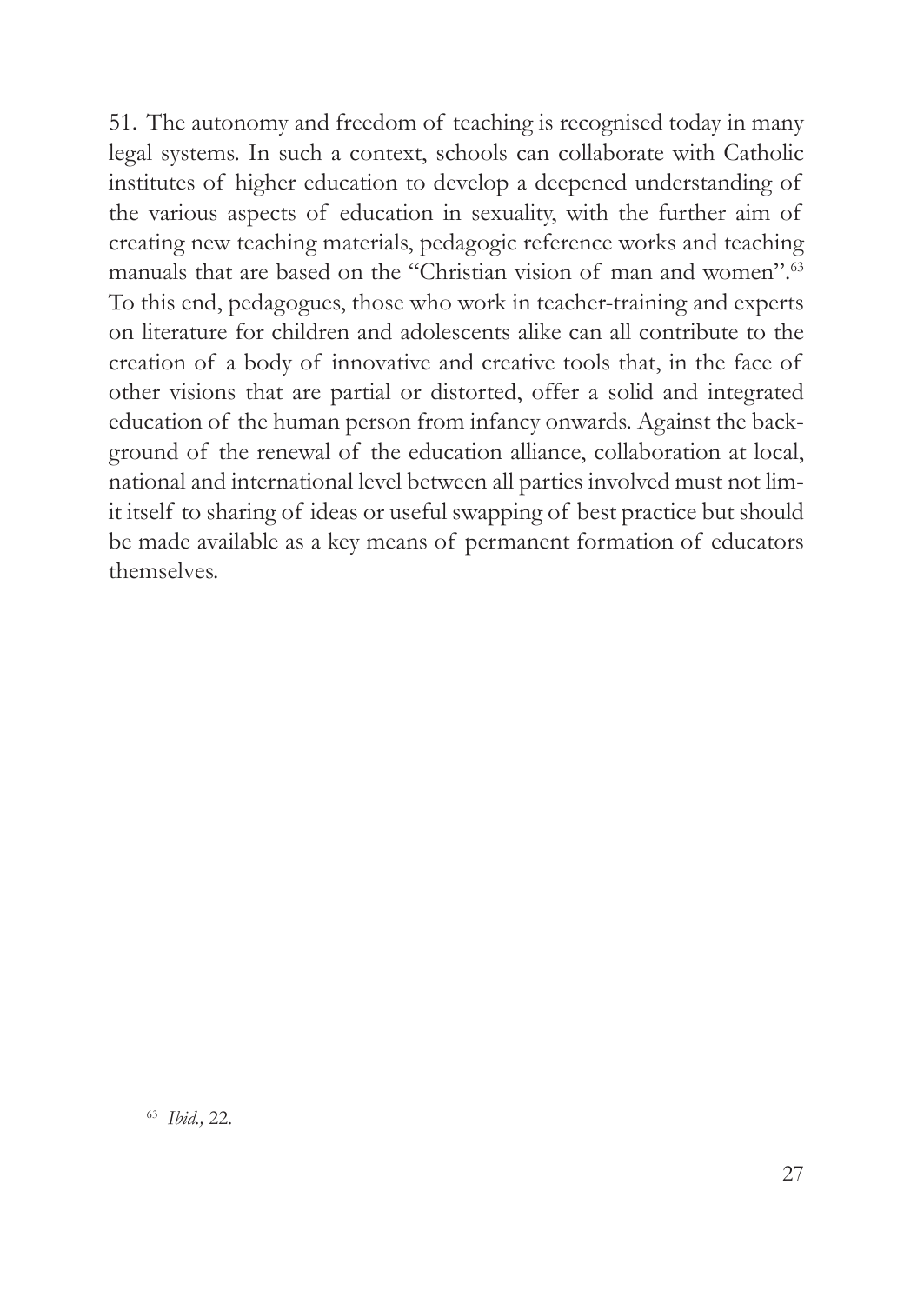51. The autonomy and freedom of teaching is recognised today in many legal systems. In such a context, schools can collaborate with Catholic institutes of higher education to develop a deepened understanding of the various aspects of education in sexuality, with the further aim of creating new teaching materials, pedagogic reference works and teaching manuals that are based on the "Christian vision of man and women".[63] To this end, pedagogues, those who work in teacher-training and experts on literature for children and adolescents alike can all contribute to the creation of a body of innovative and creative tools that, in the face of other visions that are partial or distorted, offer a solid and integrated education of the human person from infancy onwards. Against the background of the renewal of the education alliance, collaboration at local, national and international level between all parties involved must not limit itself to sharing of ideas or useful swapping of best practice but should be made available as a key means of permanent formation of educators themselves.

[63] *Ibid.,* 22.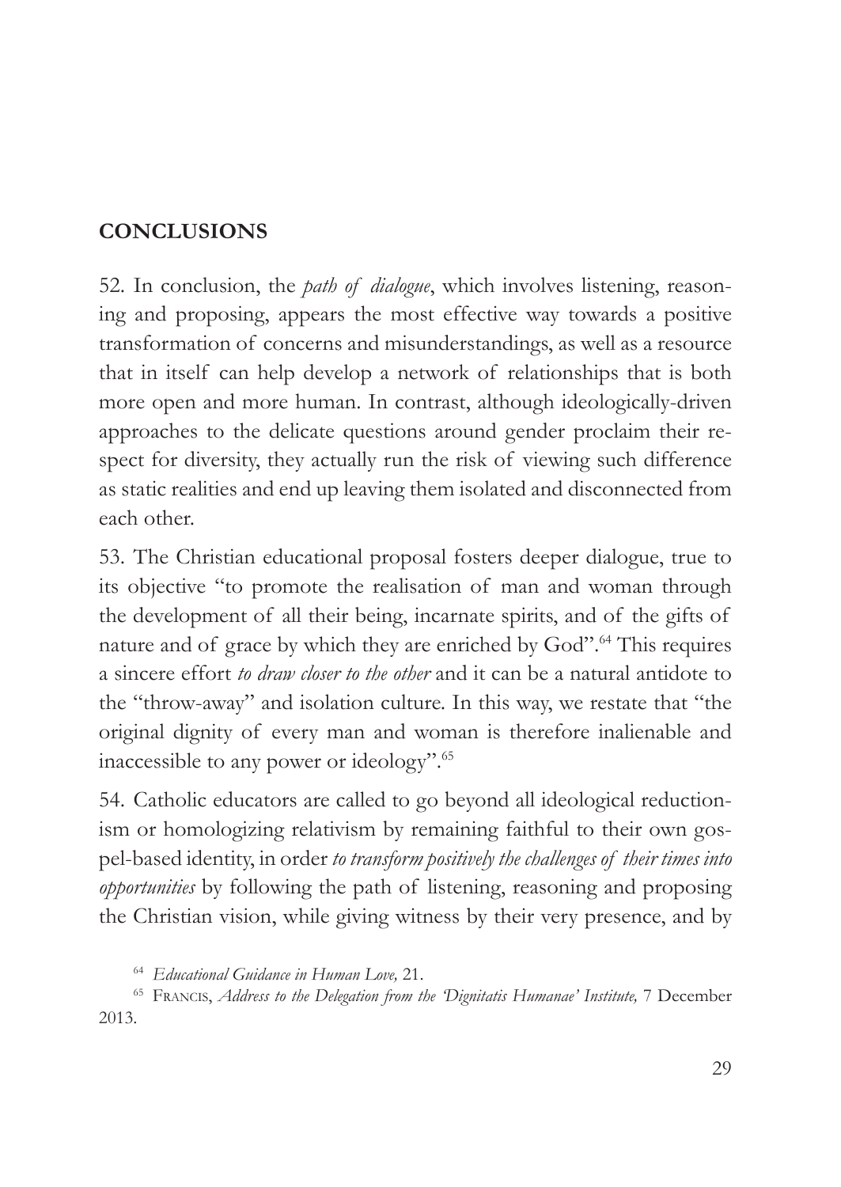## CONCLUSIONS

52. In conclusion, the *path of dialogue*, which involves listening, reasoning and proposing, appears the most effective way towards a positive transformation of concerns and misunderstandings, as well as a resource that in itself can help develop a network of relationships that is both more open and more human. In contrast, although ideologically-driven approaches to the delicate questions around gender proclaim their respect for diversity, they actually run the risk of viewing such difference as static realities and end up leaving them isolated and disconnected from each other.

53. The Christian educational proposal fosters deeper dialogue, true to its objective "to promote the realisation of man and woman through the development of all their being, incarnate spirits, and of the gifts of nature and of grace by which they are enriched by God".[64] This requires a sincere effort *to draw closer to the other* and it can be a natural antidote to the "throw-away" and isolation culture. In this way, we restate that "the original dignity of every man and woman is therefore inalienable and inaccessible to any power or ideology".[65]

54. Catholic educators are called to go beyond all ideological reductionism or homologizing relativism by remaining faithful to their own gospel-based identity, in order *to transform positively the challenges of their times into opportunities* by following the path of listening, reasoning and proposing the Christian vision, while giving witness by their very presence, and by

[64] *Educational Guidance in Human Love,* 21.

[65] Francis, *Address to the Delegation from the 'Dignitatis Humanae' Institute,* 7 December 2013.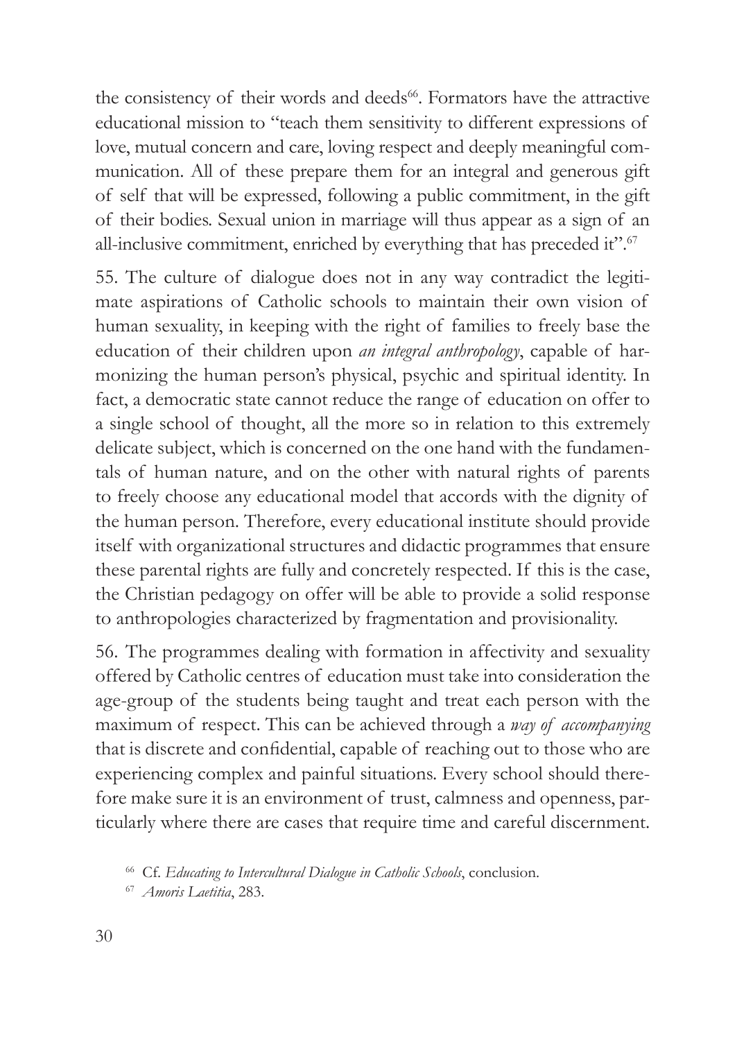the consistency of their words and deeds[66]. Formators have the attractive educational mission to "teach them sensitivity to different expressions of love, mutual concern and care, loving respect and deeply meaningful communication. All of these prepare them for an integral and generous gift of self that will be expressed, following a public commitment, in the gift of their bodies. Sexual union in marriage will thus appear as a sign of an all-inclusive commitment, enriched by everything that has preceded it".[67]

55. The culture of dialogue does not in any way contradict the legitimate aspirations of Catholic schools to maintain their own vision of human sexuality, in keeping with the right of families to freely base the education of their children upon *an integral anthropology*, capable of harmonizing the human person's physical, psychic and spiritual identity. In fact, a democratic state cannot reduce the range of education on offer to a single school of thought, all the more so in relation to this extremely delicate subject, which is concerned on the one hand with the fundamentals of human nature, and on the other with natural rights of parents to freely choose any educational model that accords with the dignity of the human person. Therefore, every educational institute should provide itself with organizational structures and didactic programmes that ensure these parental rights are fully and concretely respected. If this is the case, the Christian pedagogy on offer will be able to provide a solid response to anthropologies characterized by fragmentation and provisionality.

56. The programmes dealing with formation in affectivity and sexuality offered by Catholic centres of education must take into consideration the age-group of the students being taught and treat each person with the maximum of respect. This can be achieved through a *way of accompanying* that is discrete and confidential, capable of reaching out to those who are experiencing complex and painful situations. Every school should therefore make sure it is an environment of trust, calmness and openness, particularly where there are cases that require time and careful discernment.

[66] Cf. *Educating to Intercultural Dialogue in Catholic Schools*, conclusion.

[67] *Amoris Laetitia*, 283.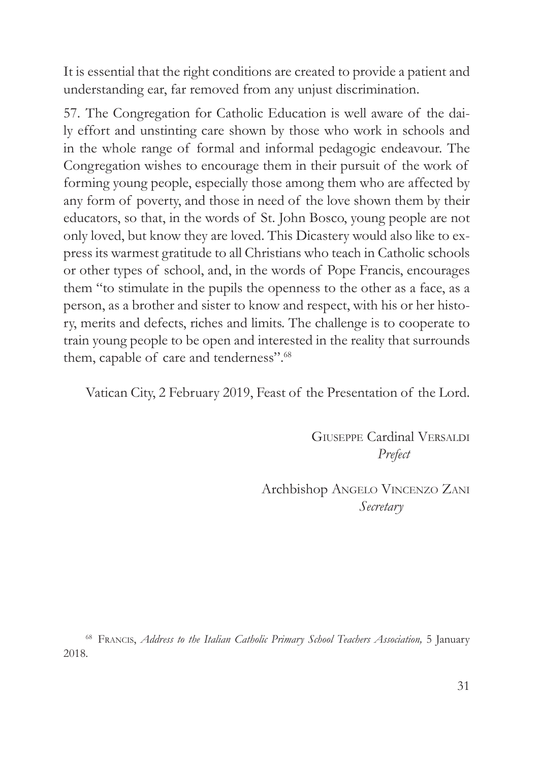It is essential that the right conditions are created to provide a patient and understanding ear, far removed from any unjust discrimination.

57. The Congregation for Catholic Education is well aware of the daily effort and unstinting care shown by those who work in schools and in the whole range of formal and informal pedagogic endeavour. The Congregation wishes to encourage them in their pursuit of the work of forming young people, especially those among them who are affected by any form of poverty, and those in need of the love shown them by their educators, so that, in the words of St. John Bosco, young people are not only loved, but know they are loved. This Dicastery would also like to express its warmest gratitude to all Christians who teach in Catholic schools or other types of school, and, in the words of Pope Francis, encourages them "to stimulate in the pupils the openness to the other as a face, as a person, as a brother and sister to know and respect, with his or her history, merits and defects, riches and limits. The challenge is to cooperate to train young people to be open and interested in the reality that surrounds them, capable of care and tenderness".[68]

Vatican City, 2 February 2019, Feast of the Presentation of the Lord.

Giuseppe Cardinal Versaldi
*Prefect*

Archbishop Angelo Vincenzo Zani
*Secretary*

[68] Francis, *Address to the Italian Catholic Primary School Teachers Association,* 5 January 2018.